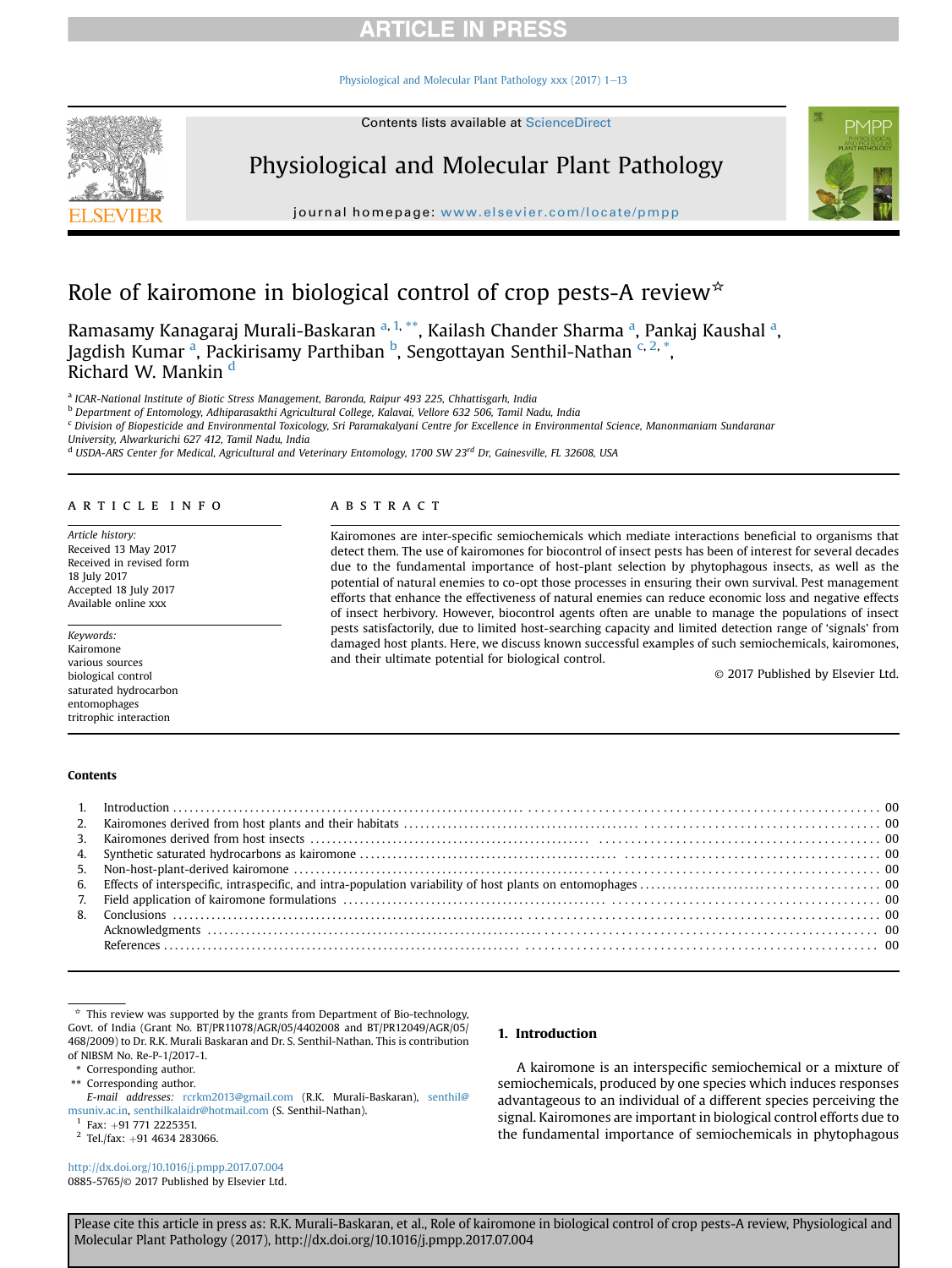# Role of kairomone in biological control of crop pests-A review☆

Ramasamy Kanagaraj Murali-Baskaran [a, 1, **], Kailash Chander Sharma [a], Pankaj Kaushal [a], Jagdish Kumar [a], Packirisamy Parthiban [b], Sengottayan Senthil-Nathan [c, 2, *], Richard W. Mankin [d]

[a] ICAR-National Institute of Biotic Stress Management, Baronda, Raipur 493 225, Chhattisgarh, India
[b] Department of Entomology, Adhiparasakthi Agricultural College, Kalavai, Vellore 632 506, Tamil Nadu, India
[c] Division of Biopesticide and Environmental Toxicology, Sri Paramakalyani Centre for Excellence in Environmental Science, Manonmaniam Sundaranar University, Alwarkurichi 627 412, Tamil Nadu, India
[d] USDA-ARS Center for Medical, Agricultural and Veterinary Entomology, 1700 SW 23rd Dr, Gainesville, FL 32608, USA

## ARTICLE INFO

*Article history:*
Received 13 May 2017
Received in revised form
18 July 2017
Accepted 18 July 2017
Available online xxx

*Keywords:*
Kairomone
various sources
biological control
saturated hydrocarbon
entomophages
tritrophic interaction

## ABSTRACT

Kairomones are inter-specific semiochemicals which mediate interactions beneficial to organisms that detect them. The use of kairomones for biocontrol of insect pests has been of interest for several decades due to the fundamental importance of host-plant selection by phytophagous insects, as well as the potential of natural enemies to co-opt those processes in ensuring their own survival. Pest management efforts that enhance the effectiveness of natural enemies can reduce economic loss and negative effects of insect herbivory. However, biocontrol agents often are unable to manage the populations of insect pests satisfactorily, due to limited host-searching capacity and limited detection range of 'signals' from damaged host plants. Here, we discuss known successful examples of such semiochemicals, kairomones, and their ultimate potential for biological control.

© 2017 Published by Elsevier Ltd.

## Contents

1. Introduction ... 00
2. Kairomones derived from host plants and their habitats ... 00
3. Kairomones derived from host insects ... 00
4. Synthetic saturated hydrocarbons as kairomone ... 00
5. Non-host-plant-derived kairomone ... 00
6. Effects of interspecific, intraspecific, and intra-population variability of host plants on entomophages ... 00
7. Field application of kairomone formulations ... 00
8. Conclusions ... 00
   Acknowledgments ... 00
   References ... 00

## 1. Introduction

A kairomone is an interspecific semiochemical or a mixture of semiochemicals, produced by one species which induces responses advantageous to an individual of a different species perceiving the signal. Kairomones are important in biological control efforts due to the fundamental importance of semiochemicals in phytophagous

---

☆ This review was supported by the grants from Department of Bio-technology, Govt. of India (Grant No. BT/PR11078/AGR/05/4402008 and BT/PR12049/AGR/05/468/2009) to Dr. R.K. Murali Baskaran and Dr. S. Senthil-Nathan. This is contribution of NIBSM No. Re-P-1/2017-1.

\* Corresponding author.

\*\* Corresponding author.

*E-mail addresses:* rcrkm2013@gmail.com (R.K. Murali-Baskaran), senthil@msuniv.ac.in, senthilkalaidr@hotmail.com (S. Senthil-Nathan).

[1] Fax: +91 771 2225351.

[2] Tel./fax: +91 4634 283066.

http://dx.doi.org/10.1016/j.pmpp.2017.07.004
0885-5765/© 2017 Published by Elsevier Ltd.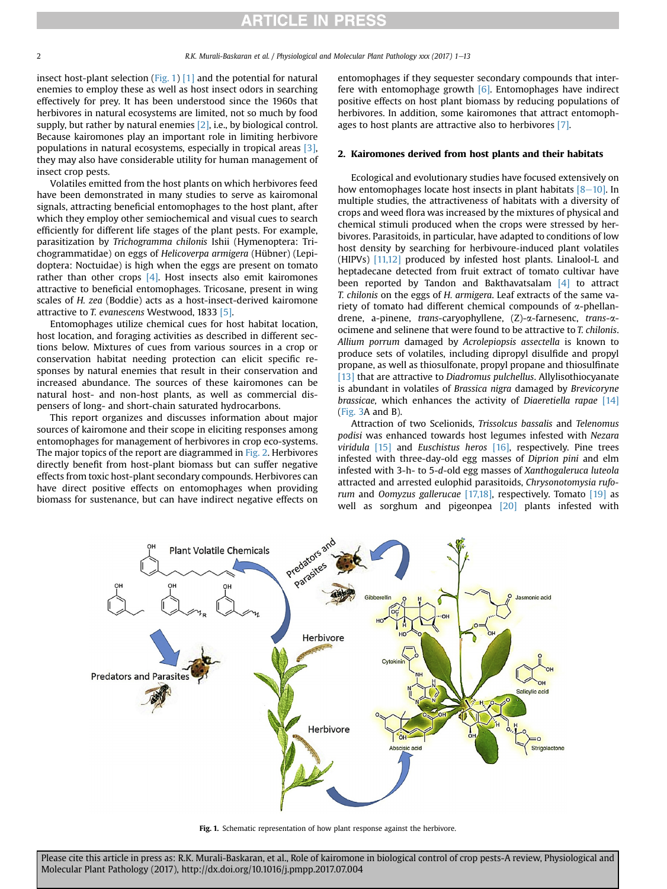insect host-plant selection (Fig. 1) [1] and the potential for natural enemies to employ these as well as host insect odors in searching effectively for prey. It has been understood since the 1960s that herbivores in natural ecosystems are limited, not so much by food supply, but rather by natural enemies [2], i.e., by biological control. Because kairomones play an important role in limiting herbivore populations in natural ecosystems, especially in tropical areas [3], they may also have considerable utility for human management of insect crop pests.

Volatiles emitted from the host plants on which herbivores feed have been demonstrated in many studies to serve as kairomonal signals, attracting beneficial entomophages to the host plant, after which they employ other semiochemical and visual cues to search efficiently for different life stages of the plant pests. For example, parasitization by *Trichogramma chilonis* Ishii (Hymenoptera: Trichogrammatidae) on eggs of *Helicoverpa armigera* (Hübner) (Lepidoptera: Noctuidae) is high when the eggs are present on tomato rather than other crops [4]. Host insects also emit kairomones attractive to beneficial entomophages. Tricosane, present in wing scales of *H. zea* (Boddie) acts as a host-insect-derived kairomone attractive to *T. evanescens* Westwood, 1833 [5].

Entomophages utilize chemical cues for host habitat location, host location, and foraging activities as described in different sections below. Mixtures of cues from various sources in a crop or conservation habitat needing protection can elicit specific responses by natural enemies that result in their conservation and increased abundance. The sources of these kairomones can be natural host- and non-host plants, as well as commercial dispensers of long- and short-chain saturated hydrocarbons.

This report organizes and discusses information about major sources of kairomone and their scope in eliciting responses among entomophages for management of herbivores in crop eco-systems. The major topics of the report are diagrammed in Fig. 2. Herbivores directly benefit from host-plant biomass but can suffer negative effects from toxic host-plant secondary compounds. Herbivores can have direct positive effects on entomophages when providing biomass for sustenance, but can have indirect negative effects on entomophages if they sequester secondary compounds that interfere with entomophage growth [6]. Entomophages have indirect positive effects on host plant biomass by reducing populations of herbivores. In addition, some kairomones that attract entomophages to host plants are attractive also to herbivores [7].

## 2. Kairomones derived from host plants and their habitats

Ecological and evolutionary studies have focused extensively on how entomophages locate host insects in plant habitats [8–10]. In multiple studies, the attractiveness of habitats with a diversity of crops and weed flora was increased by the mixtures of physical and chemical stimuli produced when the crops were stressed by herbivores. Parasitoids, in particular, have adapted to conditions of low host density by searching for herbivoure-induced plant volatiles (HIPVs) [11,12] produced by infested host plants. Linalool-L and heptadecane detected from fruit extract of tomato cultivar have been reported by Tandon and Bakthavatsalam [4] to attract *T. chilonis* on the eggs of *H. armigera*. Leaf extracts of the same variety of tomato had different chemical compounds of α-phellandrene, a-pinene, *trans*-caryophyllene, (Z)-α-farnesene, *trans*-α-ocimene and selinene that were found to be attractive to *T. chilonis*. *Allium porrum* damaged by *Acrolepiopsis assectella* is known to produce sets of volatiles, including dipropyl disulfide and propyl propane, as well as thiosulfonate, propyl propane and thiosulfinate [13] that are attractive to *Diadromus pulchellus*. Allylisothiocyanate is abundant in volatiles of *Brassica nigra* damaged by *Brevicoryne brassicae,* which enhances the activity of *Diaeretiella rapae* [14] (Fig. 3A and B).

Attraction of two Scelionids, *Trissolcus bassalis* and *Telenomus podisi* was enhanced towards host legumes infested with *Nezara viridula* [15] and *Euschistus heros* [16], respectively. Pine trees infested with three-day-old egg masses of *Diprion pini* and elm infested with 3-h- to 5-*d*-old egg masses of *Xanthogaleruca luteola* attracted and arrested eulophid parasitoids, *Chrysonotomysia rufo­rum* and *Oomyzus gallerucae* [17,18], respectively. Tomato [19] as well as sorghum and pigeonpea [20] plants infested with

Fig. 1. Schematic representation of how plant response against the herbivore.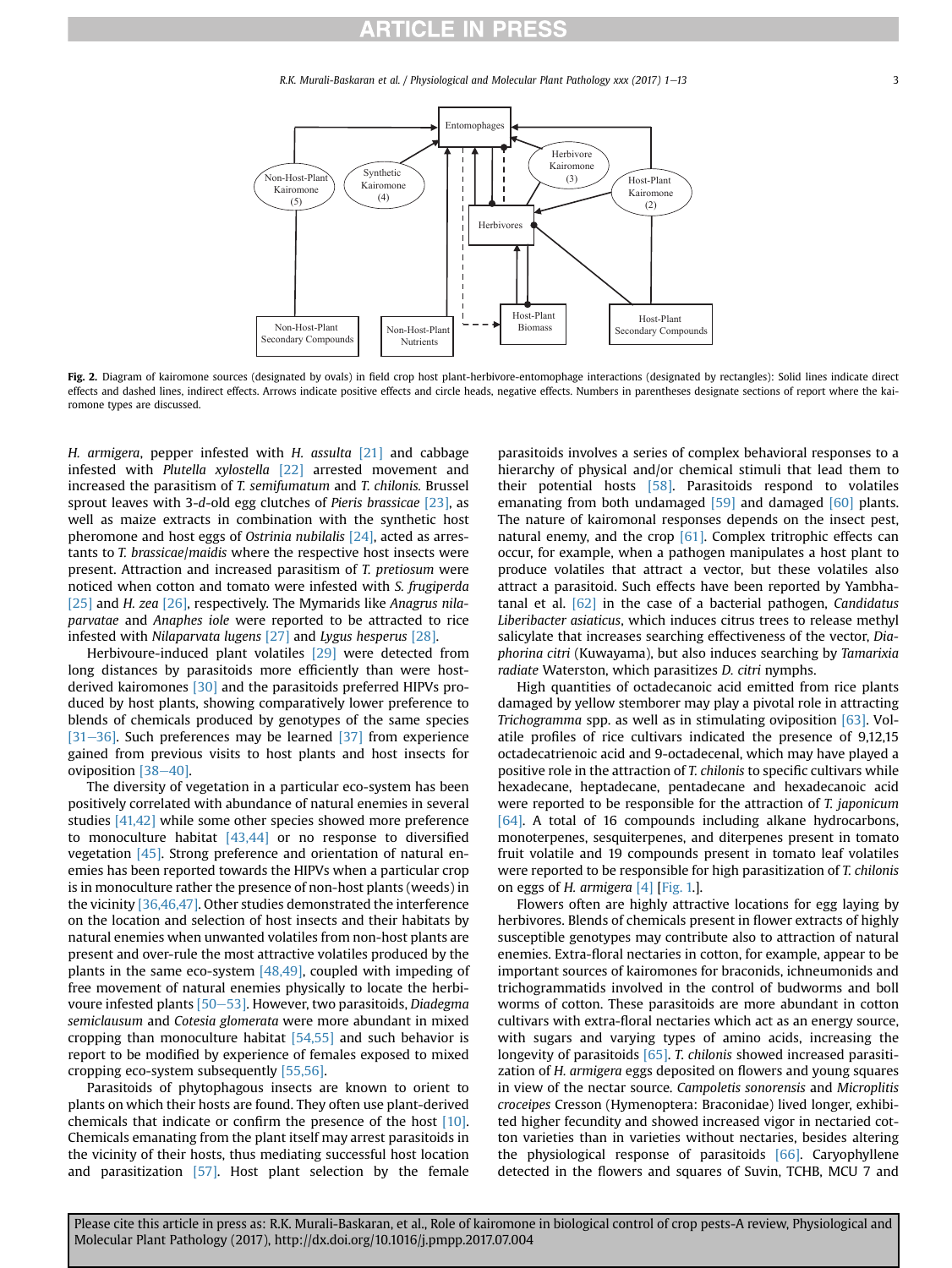Fig. 2. Diagram of kairomone sources (designated by ovals) in field crop host plant-herbivore-entomophage interactions (designated by rectangles): Solid lines indicate direct effects and dashed lines, indirect effects. Arrows indicate positive effects and circle heads, negative effects. Numbers in parentheses designate sections of report where the kairomone types are discussed.

*H. armigera*, pepper infested with *H. assulta* [21] and cabbage infested with *Plutella xylostella* [22] arrested movement and increased the parasitism of *T. semifumatum* and *T. chilonis.* Brussel sprout leaves with 3-*d*-old egg clutches of *Pieris brassicae* [23], as well as maize extracts in combination with the synthetic host pheromone and host eggs of *Ostrinia nubilalis* [24], acted as arrestants to *T. brassicae*/*maidis* where the respective host insects were present. Attraction and increased parasitism of *T. pretiosum* were noticed when cotton and tomato were infested with *S. frugiperda* [25] and *H. zea* [26], respectively. The Mymarids like *Anagrus nilaparvatae* and *Anaphes iole* were reported to be attracted to rice infested with *Nilaparvata lugens* [27] and *Lygus hesperus* [28].

Herbivoure-induced plant volatiles [29] were detected from long distances by parasitoids more efficiently than were host-derived kairomones [30] and the parasitoids preferred HIPVs produced by host plants, showing comparatively lower preference to blends of chemicals produced by genotypes of the same species [31–36]. Such preferences may be learned [37] from experience gained from previous visits to host plants and host insects for oviposition [38–40].

The diversity of vegetation in a particular eco-system has been positively correlated with abundance of natural enemies in several studies [41,42] while some other species showed more preference to monoculture habitat [43,44] or no response to diversified vegetation [45]. Strong preference and orientation of natural enemies has been reported towards the HIPVs when a particular crop is in monoculture rather the presence of non-host plants (weeds) in the vicinity [36,46,47]. Other studies demonstrated the interference on the location and selection of host insects and their habitats by natural enemies when unwanted volatiles from non-host plants are present and over-rule the most attractive volatiles produced by the plants in the same eco-system [48,49], coupled with impeding of free movement of natural enemies physically to locate the herbivoure infested plants [50–53]. However, two parasitoids, *Diadegma semiclausum* and *Cotesia glomerata* were more abundant in mixed cropping than monoculture habitat [54,55] and such behavior is report to be modified by experience of females exposed to mixed cropping eco-system subsequently [55,56].

Parasitoids of phytophagous insects are known to orient to plants on which their hosts are found. They often use plant-derived chemicals that indicate or confirm the presence of the host [10]. Chemicals emanating from the plant itself may arrest parasitoids in the vicinity of their hosts, thus mediating successful host location and parasitization [57]. Host plant selection by the female parasitoids involves a series of complex behavioral responses to a hierarchy of physical and/or chemical stimuli that lead them to their potential hosts [58]. Parasitoids respond to volatiles emanating from both undamaged [59] and damaged [60] plants. The nature of kairomonal responses depends on the insect pest, natural enemy, and the crop [61]. Complex tritrophic effects can occur, for example, when a pathogen manipulates a host plant to produce volatiles that attract a vector, but these volatiles also attract a parasitoid. Such effects have been reported by Yambhatanal et al. [62] in the case of a bacterial pathogen, *Candidatus Liberibacter asiaticus*, which induces citrus trees to release methyl salicylate that increases searching effectiveness of the vector, *Diaphorina citri* (Kuwayama), but also induces searching by *Tamarixia radiate* Waterston, which parasitizes *D. citri* nymphs.

High quantities of octadecanoic acid emitted from rice plants damaged by yellow stemborer may play a pivotal role in attracting *Trichogramma* spp. as well as in stimulating oviposition [63]. Volatile profiles of rice cultivars indicated the presence of 9,12,15 octadecatrienoic acid and 9-octadecenal, which may have played a positive role in the attraction of *T. chilonis* to specific cultivars while hexadecane, heptadecane, pentadecane and hexadecanoic acid were reported to be responsible for the attraction of *T. japonicum* [64]. A total of 16 compounds including alkane hydrocarbons, monoterpenes, sesquiterpenes, and diterpenes present in tomato fruit volatile and 19 compounds present in tomato leaf volatiles were reported to be responsible for high parasitization of *T. chilonis* on eggs of *H. armigera* [4] [Fig. 1.].

Flowers often are highly attractive locations for egg laying by herbivores. Blends of chemicals present in flower extracts of highly susceptible genotypes may contribute also to attraction of natural enemies. Extra-floral nectaries in cotton, for example, appear to be important sources of kairomones for braconids, ichneumonids and trichogrammatids involved in the control of budworms and boll worms of cotton. These parasitoids are more abundant in cotton cultivars with extra-floral nectaries which act as an energy source, with sugars and varying types of amino acids, increasing the longevity of parasitoids [65]. *T. chilonis* showed increased parasitization of *H. armigera* eggs deposited on flowers and young squares in view of the nectar source. *Campoletis sonorensis* and *Microplitis croceipes* Cresson (Hymenoptera: Braconidae) lived longer, exhibited higher fecundity and showed increased vigor in nectaried cotton varieties than in varieties without nectaries, besides altering the physiological response of parasitoids [66]. Caryophyllene detected in the flowers and squares of Suvin, TCHB, MCU 7 and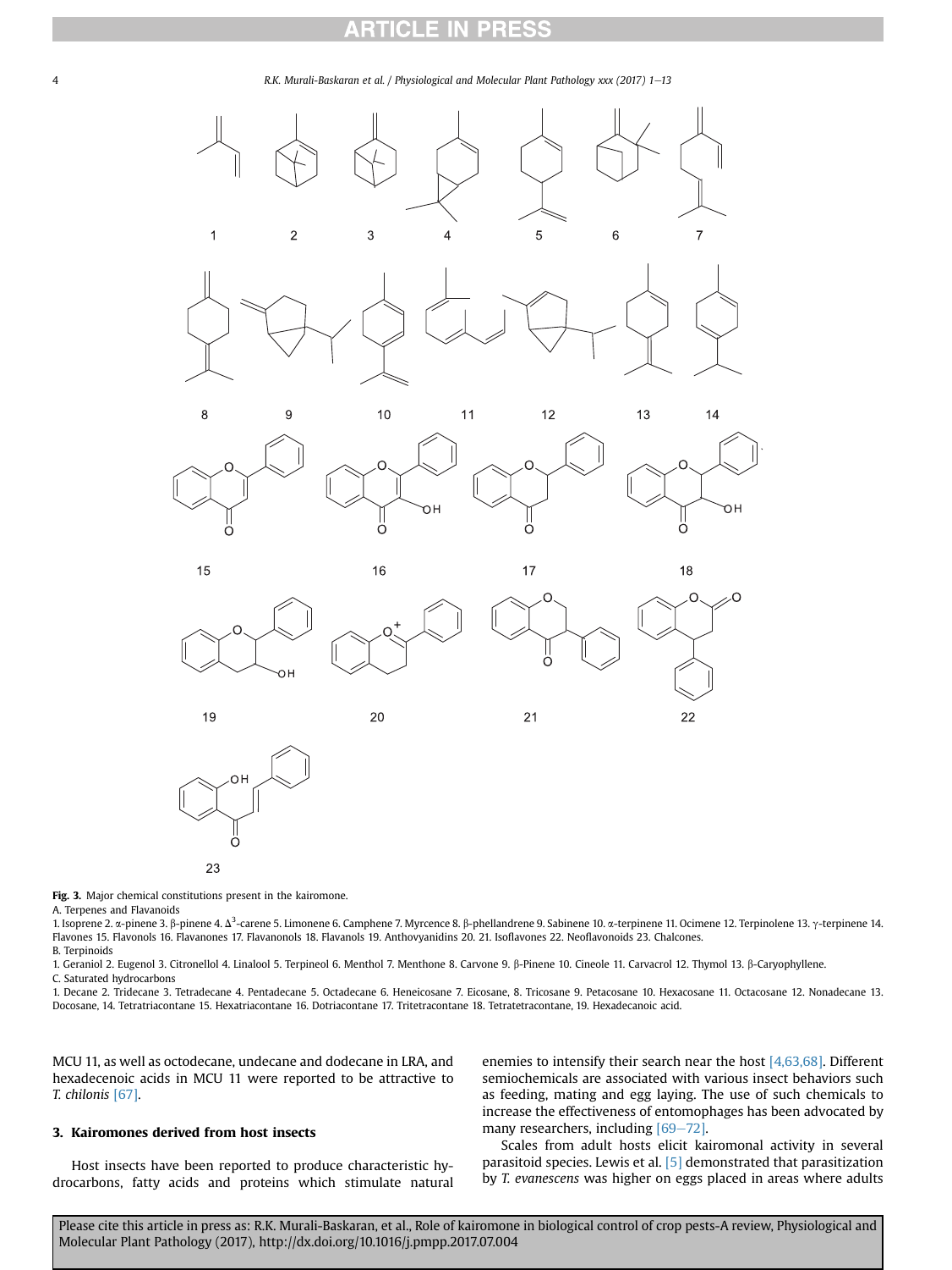**Fig. 3.** Major chemical constitutions present in the kairomone.

A. Terpenes and Flavanoids

1. Isoprene 2. α-pinene 3. β-pinene 4. $\Delta^3$-carene 5. Limonene 6. Camphene 7. Myrcence 8. β-phellandrene 9. Sabinene 10. α-terpinene 11. Ocimene 12. Terpinolene 13. γ-terpinene 14. Flavones 15. Flavonols 16. Flavanones 17. Flavanonols 18. Flavanols 19. Anthovyanidins 20. 21. Isoflavones 22. Neoflavonoids 23. Chalcones.

B. Terpinoids

1. Geraniol 2. Eugenol 3. Citronellol 4. Linalool 5. Terpineol 6. Menthol 7. Menthone 8. Carvone 9. β-Pinene 10. Cineole 11. Carvacrol 12. Thymol 13. β-Caryophyllene.

C. Saturated hydrocarbons

1. Decane 2. Tridecane 3. Tetradecane 4. Pentadecane 5. Octadecane 6. Heneicosane 7. Eicosane, 8. Tricosane 9. Petacosane 10. Hexacosane 11. Octacosane 12. Nonadecane 13. Docosane, 14. Tetratriacontane 15. Hexatriacontane 16. Dotriacontane 17. Tritetracontane 18. Tetratetracontane, 19. Hexadecanoic acid.

MCU 11, as well as octodecane, undecane and dodecane in LRA, and hexadecenoic acids in MCU 11 were reported to be attractive to *T. chilonis* [67].

## 3. Kairomones derived from host insects

Host insects have been reported to produce characteristic hydrocarbons, fatty acids and proteins which stimulate natural enemies to intensify their search near the host [4,63,68]. Different semiochemicals are associated with various insect behaviors such as feeding, mating and egg laying. The use of such chemicals to increase the effectiveness of entomophages has been advocated by many researchers, including [69–72].

Scales from adult hosts elicit kairomonal activity in several parasitoid species. Lewis et al. [5] demonstrated that parasitization by *T. evanescens* was higher on eggs placed in areas where adults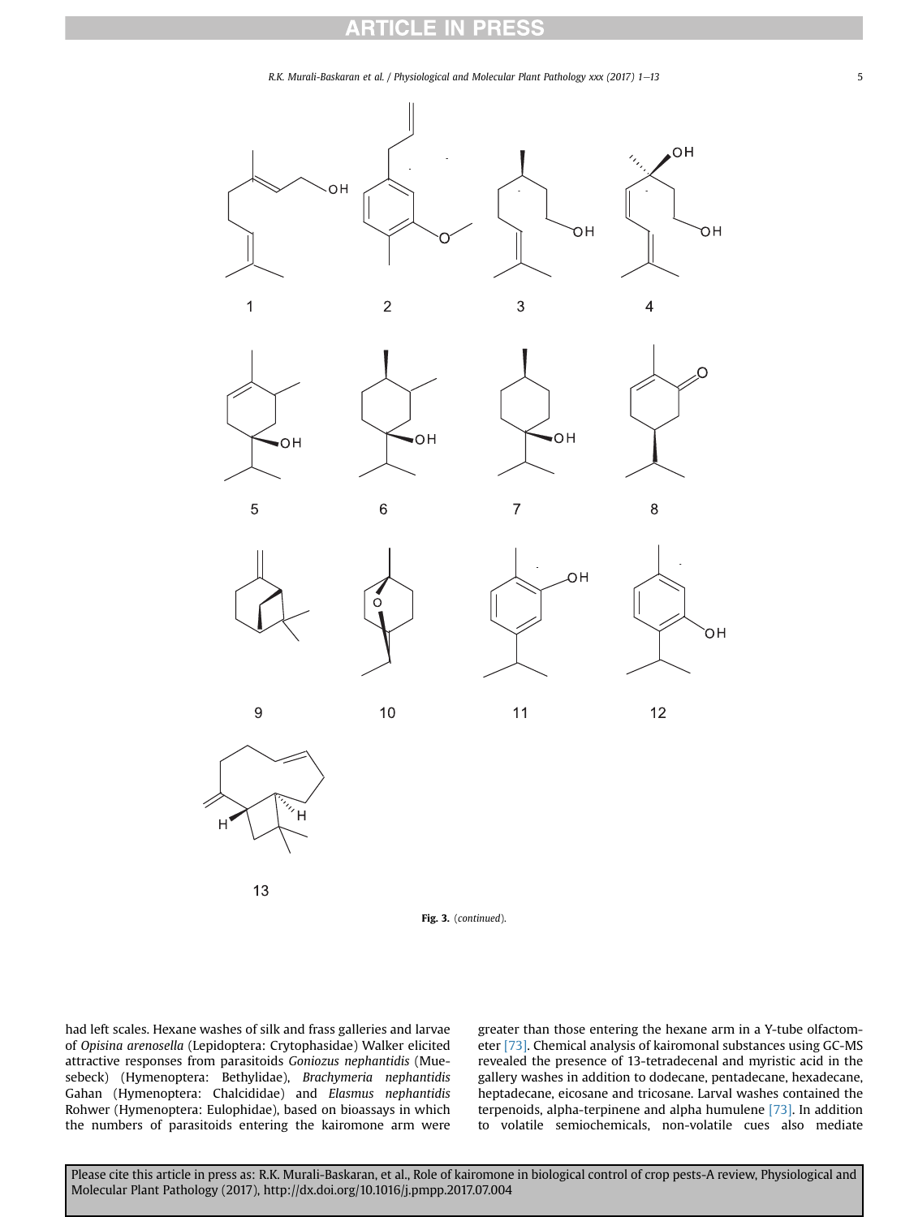Fig. 3. (*continued*).

had left scales. Hexane washes of silk and frass galleries and larvae of *Opisina arenosella* (Lepidoptera: Crytophasidae) Walker elicited attractive responses from parasitoids *Goniozus nephantidis* (Muesebeck) (Hymenoptera: Bethylidae), *Brachymeria nephantidis* Gahan (Hymenoptera: Chalcididae) and *Elasmus nephantidis* Rohwer (Hymenoptera: Eulophidae), based on bioassays in which the numbers of parasitoids entering the kairomone arm were greater than those entering the hexane arm in a Y-tube olfactometer [73]. Chemical analysis of kairomonal substances using GC-MS revealed the presence of 13-tetradecenal and myristic acid in the gallery washes in addition to dodecane, pentadecane, hexadecane, heptadecane, eicosane and tricosane. Larval washes contained the terpenoids, alpha-terpinene and alpha humulene [73]. In addition to volatile semiochemicals, non-volatile cues also mediate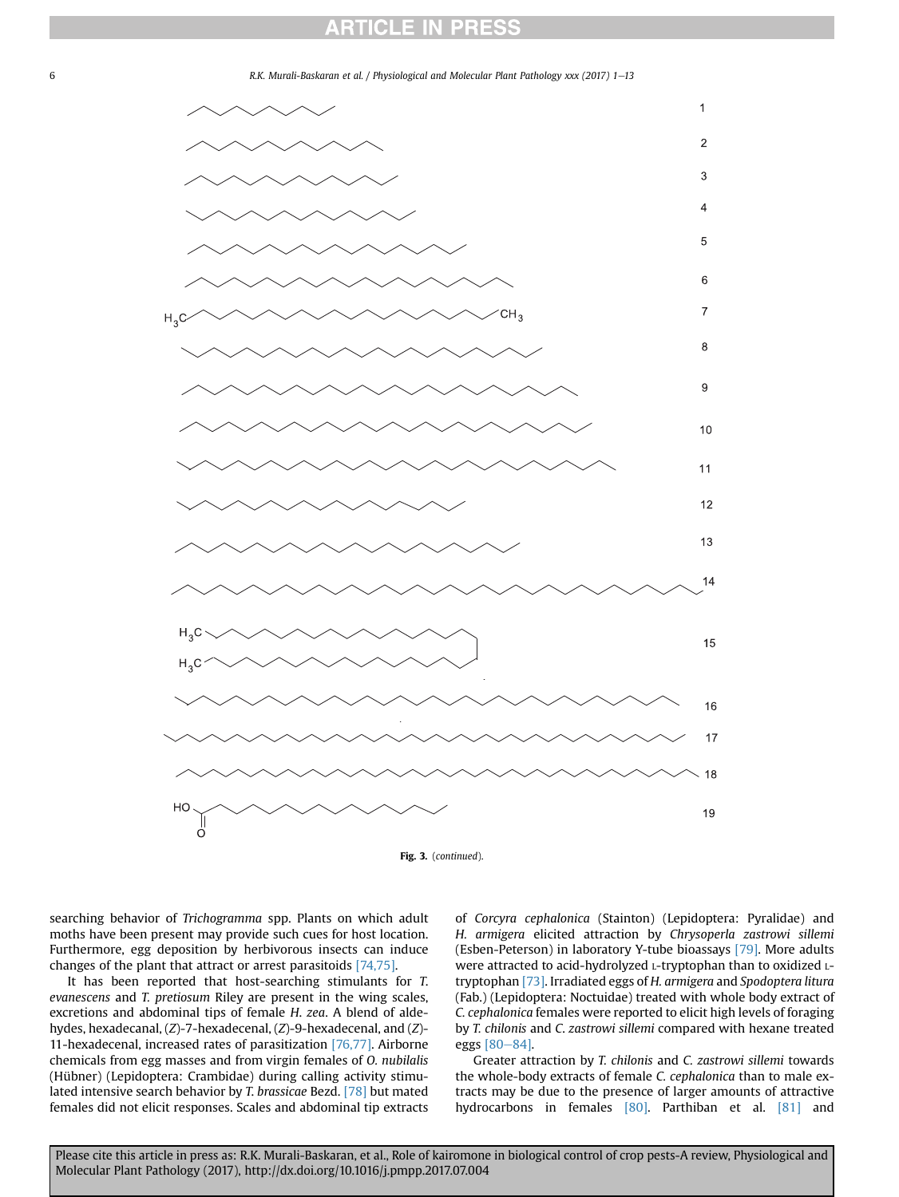Fig. 3. (*continued*).

searching behavior of *Trichogramma* spp. Plants on which adult moths have been present may provide such cues for host location. Furthermore, egg deposition by herbivorous insects can induce changes of the plant that attract or arrest parasitoids [74,75].

It has been reported that host-searching stimulants for *T. evanescens* and *T. pretiosum* Riley are present in the wing scales, excretions and abdominal tips of female *H. zea*. A blend of aldehydes, hexadecanal, (*Z*)-7-hexadecenal, (*Z*)-9-hexadecenal, and (*Z*)-11-hexadecenal, increased rates of parasitization [76,77]. Airborne chemicals from egg masses and from virgin females of *O. nubilalis* (Hübner) (Lepidoptera: Crambidae) during calling activity stimulated intensive search behavior by *T. brassicae* Bezd. [78] but mated females did not elicit responses. Scales and abdominal tip extracts of *Corcyra cephalonica* (Stainton) (Lepidoptera: Pyralidae) and *H. armigera* elicited attraction by *Chrysoperla zastrowi sillemi* (Esben-Peterson) in laboratory Y-tube bioassays [79]. More adults were attracted to acid-hydrolyzed L-tryptophan than to oxidized L-tryptophan [73]. Irradiated eggs of *H. armigera* and *Spodoptera litura* (Fab.) (Lepidoptera: Noctuidae) treated with whole body extract of *C. cephalonica* females were reported to elicit high levels of foraging by *T. chilonis* and *C. zastrowi sillemi* compared with hexane treated eggs [80–84].

Greater attraction by *T. chilonis* and *C. zastrowi sillemi* towards the whole-body extracts of female *C. cephalonica* than to male extracts may be due to the presence of larger amounts of attractive hydrocarbons in females [80]. Parthiban et al. [81] and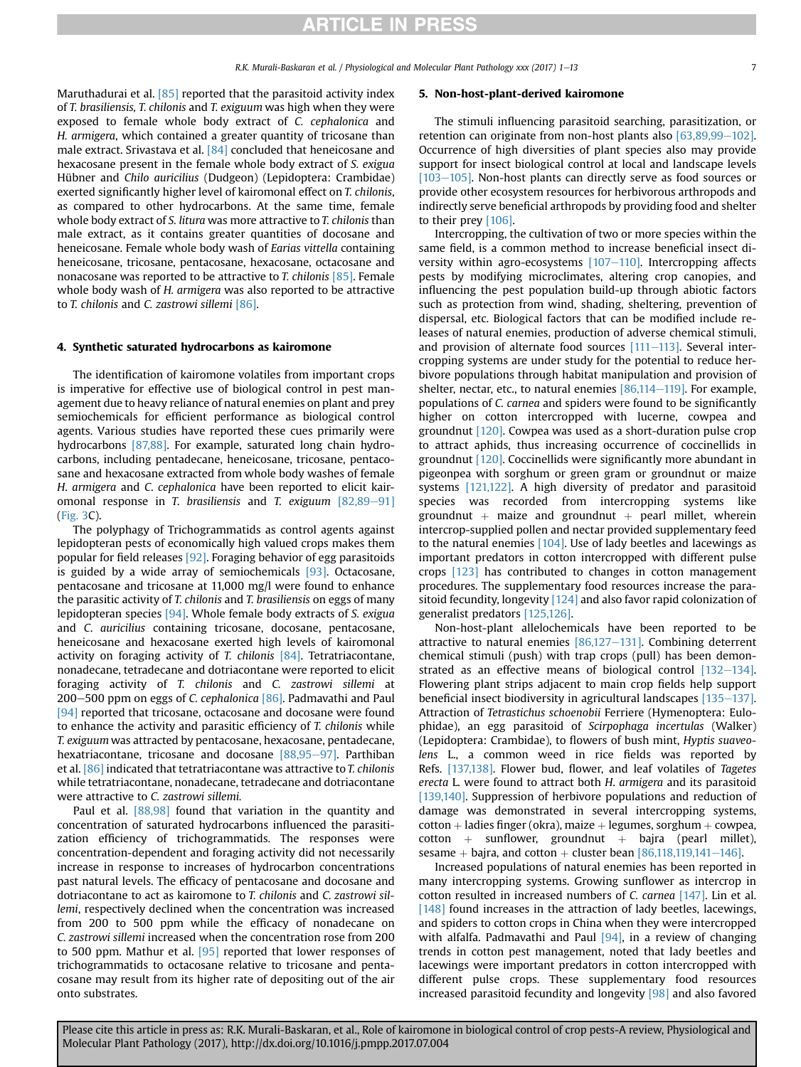Maruthadurai et al. [85] reported that the parasitoid activity index of *T. brasiliensis, T. chilonis* and *T. exiguum* was high when they were exposed to female whole body extract of *C. cephalonica* and *H. armigera*, which contained a greater quantity of tricosane than male extract. Srivastava et al. [84] concluded that heneicosane and hexacosane present in the female whole body extract of *S. exigua* Hübner and *Chilo auricilius* (Dudgeon) (Lepidoptera: Crambidae) exerted significantly higher level of kairomonal effect on *T. chilonis*, as compared to other hydrocarbons. At the same time, female whole body extract of *S. litura* was more attractive to *T. chilonis* than male extract, as it contains greater quantities of docosane and heneicosane. Female whole body wash of *Earias vittella* containing heneicosane, tricosane, pentacosane, hexacosane, octacosane and nonacosane was reported to be attractive to *T. chilonis* [85]. Female whole body wash of *H. armigera* was also reported to be attractive to *T. chilonis* and *C. zastrowi sillemi* [86].

## 4. Synthetic saturated hydrocarbons as kairomone

The identification of kairomone volatiles from important crops is imperative for effective use of biological control in pest management due to heavy reliance of natural enemies on plant and prey semiochemicals for efficient performance as biological control agents. Various studies have reported these cues primarily were hydrocarbons [87,88]. For example, saturated long chain hydrocarbons, including pentadecane, heneicosane, tricosane, pentacosane and hexacosane extracted from whole body washes of female *H. armigera* and *C. cephalonica* have been reported to elicit kairomonal response in *T. brasiliensis* and *T. exiguum* [82,89–91] (Fig. 3C).

The polyphagy of Trichogrammatids as control agents against lepidopteran pests of economically high valued crops makes them popular for field releases [92]. Foraging behavior of egg parasitoids is guided by a wide array of semiochemicals [93]. Octacosane, pentacosane and tricosane at 11,000 mg/l were found to enhance the parasitic activity of *T. chilonis* and *T. brasiliensis* on eggs of many lepidopteran species [94]. Whole female body extracts of *S. exigua* and *C. auricilius* containing tricosane, docosane, pentacosane, heneicosane and hexacosane exerted high levels of kairomonal activity on foraging activity of *T. chilonis* [84]. Tetratriacontane, nonadecane, tetradecane and dotriacontane were reported to elicit foraging activity of *T. chilonis* and *C. zastrowi sillemi* at 200–500 ppm on eggs of *C. cephalonica* [86]. Padmavathi and Paul [94] reported that tricosane, octacosane and docosane were found to enhance the activity and parasitic efficiency of *T. chilonis* while *T. exiguum* was attracted by pentacosane, hexacosane, pentadecane, hexatriacontane, tricosane and docosane [88,95–97]. Parthiban et al. [86] indicated that tetratriacontane was attractive to *T. chilonis* while tetratriacontane, nonadecane, tetradecane and dotriacontane were attractive to *C. zastrowi sillemi.*

Paul et al. [88,98] found that variation in the quantity and concentration of saturated hydrocarbons influenced the parasitization efficiency of trichogrammatids. The responses were concentration-dependent and foraging activity did not necessarily increase in response to increases of hydrocarbon concentrations past natural levels. The efficacy of pentacosane and docosane and dotriacontane to act as kairomone to *T. chilonis* and *C. zastrowi sillemi*, respectively declined when the concentration was increased from 200 to 500 ppm while the efficacy of nonadecane on *C. zastrowi sillemi* increased when the concentration rose from 200 to 500 ppm. Mathur et al. [95] reported that lower responses of trichogrammatids to octacosane relative to tricosane and pentacosane may result from its higher rate of depositing out of the air onto substrates.

## 5. Non-host-plant-derived kairomone

The stimuli influencing parasitoid searching, parasitization, or retention can originate from non-host plants also [63,89,99–102]. Occurrence of high diversities of plant species also may provide support for insect biological control at local and landscape levels [103–105]. Non-host plants can directly serve as food sources or provide other ecosystem resources for herbivorous arthropods and indirectly serve beneficial arthropods by providing food and shelter to their prey [106].

Intercropping, the cultivation of two or more species within the same field, is a common method to increase beneficial insect diversity within agro-ecosystems [107–110]. Intercropping affects pests by modifying microclimates, altering crop canopies, and influencing the pest population build-up through abiotic factors such as protection from wind, shading, sheltering, prevention of dispersal, etc. Biological factors that can be modified include releases of natural enemies, production of adverse chemical stimuli, and provision of alternate food sources [111–113]. Several intercropping systems are under study for the potential to reduce herbivore populations through habitat manipulation and provision of shelter, nectar, etc., to natural enemies [86,114–119]. For example, populations of *C. carnea* and spiders were found to be significantly higher on cotton intercropped with lucerne, cowpea and groundnut [120]. Cowpea was used as a short-duration pulse crop to attract aphids, thus increasing occurrence of coccinellids in groundnut [120]. Coccinellids were significantly more abundant in pigeonpea with sorghum or green gram or groundnut or maize systems [121,122]. A high diversity of predator and parasitoid species was recorded from intercropping systems like groundnut + maize and groundnut + pearl millet, wherein intercrop-supplied pollen and nectar provided supplementary feed to the natural enemies [104]. Use of lady beetles and lacewings as important predators in cotton intercropped with different pulse crops [123] has contributed to changes in cotton management procedures. The supplementary food resources increase the parasitoid fecundity, longevity [124] and also favor rapid colonization of generalist predators [125,126].

Non-host-plant allelochemicals have been reported to be attractive to natural enemies [86,127–131]. Combining deterrent chemical stimuli (push) with trap crops (pull) has been demonstrated as an effective means of biological control [132–134]. Flowering plant strips adjacent to main crop fields help support beneficial insect biodiversity in agricultural landscapes [135–137]. Attraction of *Tetrastichus schoenobii* Ferriere (Hymenoptera: Eulophidae), an egg parasitoid of *Scirpophaga incertulas* (Walker) (Lepidoptera: Crambidae), to flowers of bush mint, *Hyptis suaveolens* L., a common weed in rice fields was reported by Refs. [137,138]. Flower bud, flower, and leaf volatiles of *Tagetes erecta* L. were found to attract both *H. armigera* and its parasitoid [139,140]. Suppression of herbivore populations and reduction of damage was demonstrated in several intercropping systems, cotton + ladies finger (okra), maize + legumes, sorghum + cowpea, cotton + sunflower, groundnut + bajra (pearl millet), sesame + bajra, and cotton + cluster bean [86,118,119,141–146].

Increased populations of natural enemies has been reported in many intercropping systems. Growing sunflower as intercrop in cotton resulted in increased numbers of *C. carnea* [147]. Lin et al. [148] found increases in the attraction of lady beetles, lacewings, and spiders to cotton crops in China when they were intercropped with alfalfa. Padmavathi and Paul [94], in a review of changing trends in cotton pest management, noted that lady beetles and lacewings were important predators in cotton intercropped with different pulse crops. These supplementary food resources increased parasitoid fecundity and longevity [98] and also favored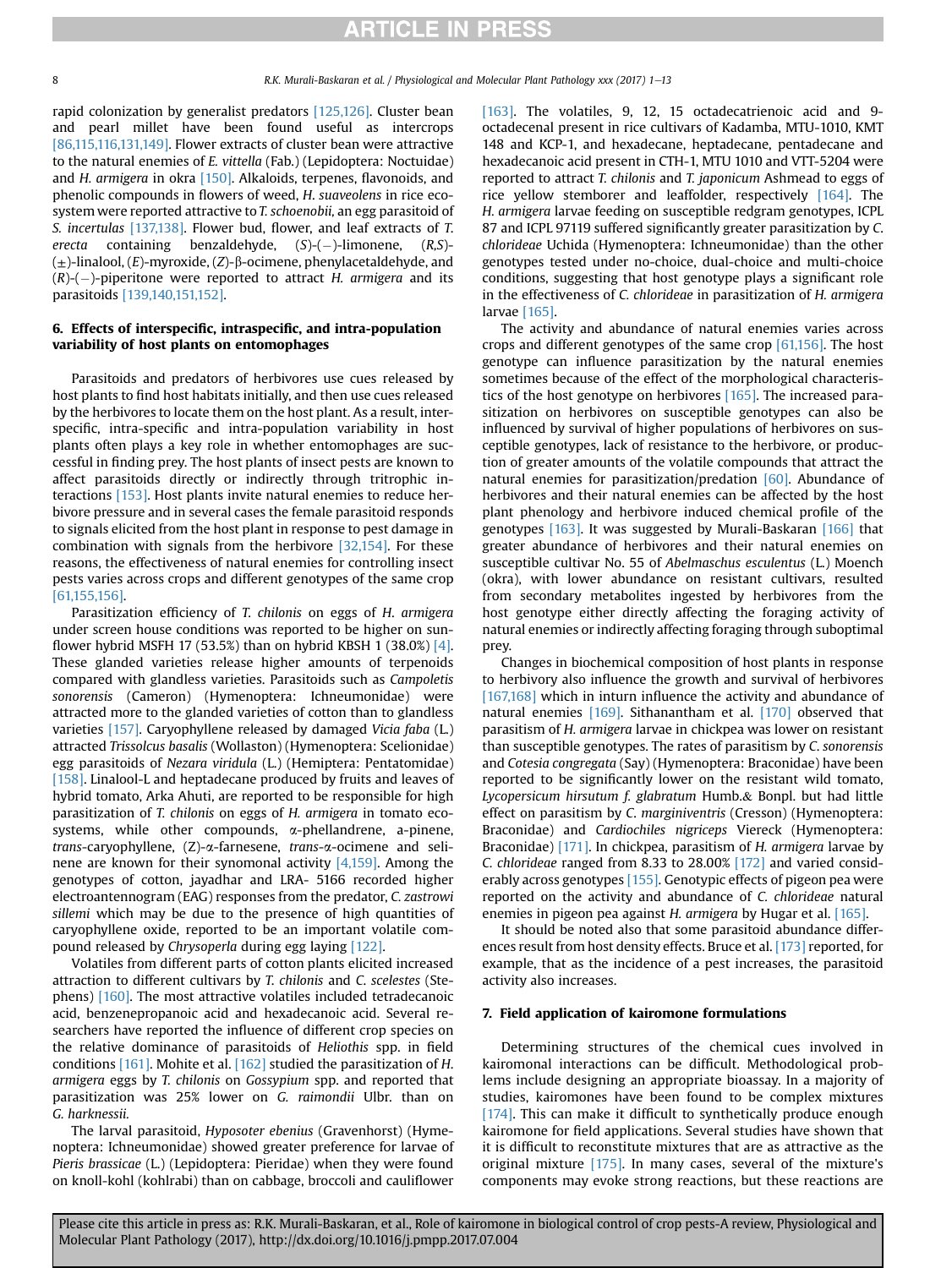rapid colonization by generalist predators [125,126]. Cluster bean and pearl millet have been found useful as intercrops [86,115,116,131,149]. Flower extracts of cluster bean were attractive to the natural enemies of *E. vittella* (Fab.) (Lepidoptera: Noctuidae) and *H. armigera* in okra [150]. Alkaloids, terpenes, flavonoids, and phenolic compounds in flowers of weed, *H. suaveolens* in rice ecosystem were reported attractive to *T. schoenobii*, an egg parasitoid of *S. incertulas* [137,138]. Flower bud, flower, and leaf extracts of *T. erecta* containing benzaldehyde, (*S*)-(−)-limonene, (*R,S*)-(±)-linalool, (*E*)-myroxide, (*Z*)-β-ocimene, phenylacetaldehyde, and (*R*)-(−)-piperitone were reported to attract *H. armigera* and its parasitoids [139,140,151,152].

## 6. Effects of interspecific, intraspecific, and intra-population variability of host plants on entomophages

Parasitoids and predators of herbivores use cues released by host plants to find host habitats initially, and then use cues released by the herbivores to locate them on the host plant. As a result, interspecific, intra-specific and intra-population variability in host plants often plays a key role in whether entomophages are successful in finding prey. The host plants of insect pests are known to affect parasitoids directly or indirectly through tritrophic interactions [153]. Host plants invite natural enemies to reduce herbivore pressure and in several cases the female parasitoid responds to signals elicited from the host plant in response to pest damage in combination with signals from the herbivore [32,154]. For these reasons, the effectiveness of natural enemies for controlling insect pests varies across crops and different genotypes of the same crop [61,155,156].

Parasitization efficiency of *T. chilonis* on eggs of *H. armigera* under screen house conditions was reported to be higher on sunflower hybrid MSFH 17 (53.5%) than on hybrid KBSH 1 (38.0%) [4]. These glanded varieties release higher amounts of terpenoids compared with glandless varieties. Parasitoids such as *Campoletis sonorensis* (Cameron) (Hymenoptera: Ichneumonidae) were attracted more to the glanded varieties of cotton than to glandless varieties [157]. Caryophyllene released by damaged *Vicia faba* (L.) attracted *Trissolcus basalis* (Wollaston) (Hymenoptera: Scelionidae) egg parasitoids of *Nezara viridula* (L.) (Hemiptera: Pentatomidae) [158]. Linalool-L and heptadecane produced by fruits and leaves of hybrid tomato, Arka Ahuti, are reported to be responsible for high parasitization of *T. chilonis* on eggs of *H. armigera* in tomato ecosystems, while other compounds, α-phellandrene, a-pinene, *trans*-caryophyllene, (Z)-α-farnesene, *trans*-α-ocimene and selinene are known for their synomonal activity [4,159]. Among the genotypes of cotton, jayadhar and LRA- 5166 recorded higher electroantennogram (EAG) responses from the predator, *C. zastrowi sillemi* which may be due to the presence of high quantities of caryophyllene oxide, reported to be an important volatile compound released by *Chrysoperla* during egg laying [122].

Volatiles from different parts of cotton plants elicited increased attraction to different cultivars by *T. chilonis* and *C. scelestes* (Stephens) [160]. The most attractive volatiles included tetradecanoic acid, benzenepropanoic acid and hexadecanoic acid. Several researchers have reported the influence of different crop species on the relative dominance of parasitoids of *Heliothis* spp. in field conditions [161]. Mohite et al. [162] studied the parasitization of *H. armigera* eggs by *T. chilonis* on *Gossypium* spp. and reported that parasitization was 25% lower on *G. raimondii* Ulbr. than on *G. harknessii.*

The larval parasitoid, *Hyposoter ebenius* (Gravenhorst) (Hymenoptera: Ichneumonidae) showed greater preference for larvae of *Pieris brassicae* (L.) (Lepidoptera: Pieridae) when they were found on knoll-kohl (kohlrabi) than on cabbage, broccoli and cauliflower [163]. The volatiles, 9, 12, 15 octadecatrienoic acid and 9-octadecenal present in rice cultivars of Kadamba, MTU-1010, KMT 148 and KCP-1, and hexadecane, heptadecane, pentadecane and hexadecanoic acid present in CTH-1, MTU 1010 and VTT-5204 were reported to attract *T. chilonis* and *T. japonicum* Ashmead to eggs of rice yellow stemborer and leaffolder, respectively [164]. The *H. armigera* larvae feeding on susceptible redgram genotypes, ICPL 87 and ICPL 97119 suffered significantly greater parasitization by *C. chlorideae* Uchida (Hymenoptera: Ichneumonidae) than the other genotypes tested under no-choice, dual-choice and multi-choice conditions, suggesting that host genotype plays a significant role in the effectiveness of *C. chlorideae* in parasitization of *H. armigera* larvae [165].

The activity and abundance of natural enemies varies across crops and different genotypes of the same crop [61,156]. The host genotype can influence parasitization by the natural enemies sometimes because of the effect of the morphological characteristics of the host genotype on herbivores [165]. The increased parasitization on herbivores on susceptible genotypes can also be influenced by survival of higher populations of herbivores on susceptible genotypes, lack of resistance to the herbivore, or production of greater amounts of the volatile compounds that attract the natural enemies for parasitization/predation [60]. Abundance of herbivores and their natural enemies can be affected by the host plant phenology and herbivore induced chemical profile of the genotypes [163]. It was suggested by Murali-Baskaran [166] that greater abundance of herbivores and their natural enemies on susceptible cultivar No. 55 of *Abelmaschus esculentus* (L.) Moench (okra), with lower abundance on resistant cultivars, resulted from secondary metabolites ingested by herbivores from the host genotype either directly affecting the foraging activity of natural enemies or indirectly affecting foraging through suboptimal prey.

Changes in biochemical composition of host plants in response to herbivory also influence the growth and survival of herbivores [167,168] which in inturn influence the activity and abundance of natural enemies [169]. Sithanantham et al. [170] observed that parasitism of *H. armigera* larvae in chickpea was lower on resistant than susceptible genotypes. The rates of parasitism by *C. sonorensis* and *Cotesia congregata* (Say) (Hymenoptera: Braconidae) have been reported to be significantly lower on the resistant wild tomato, *Lycopersicum hirsutum f. glabratum* Humb.& Bonpl. but had little effect on parasitism by *C. marginiventris* (Cresson) (Hymenoptera: Braconidae) and *Cardiochiles nigriceps* Viereck (Hymenoptera: Braconidae) [171]. In chickpea, parasitism of *H. armigera* larvae by *C. chlorideae* ranged from 8.33 to 28.00% [172] and varied considerably across genotypes [155]. Genotypic effects of pigeon pea were reported on the activity and abundance of *C. chlorideae* natural enemies in pigeon pea against *H. armigera* by Hugar et al. [165].

It should be noted also that some parasitoid abundance differences result from host density effects. Bruce et al. [173] reported, for example, that as the incidence of a pest increases, the parasitoid activity also increases.

## 7. Field application of kairomone formulations

Determining structures of the chemical cues involved in kairomonal interactions can be difficult. Methodological problems include designing an appropriate bioassay. In a majority of studies, kairomones have been found to be complex mixtures [174]. This can make it difficult to synthetically produce enough kairomone for field applications. Several studies have shown that it is difficult to reconstitute mixtures that are as attractive as the original mixture [175]. In many cases, several of the mixture's components may evoke strong reactions, but these reactions are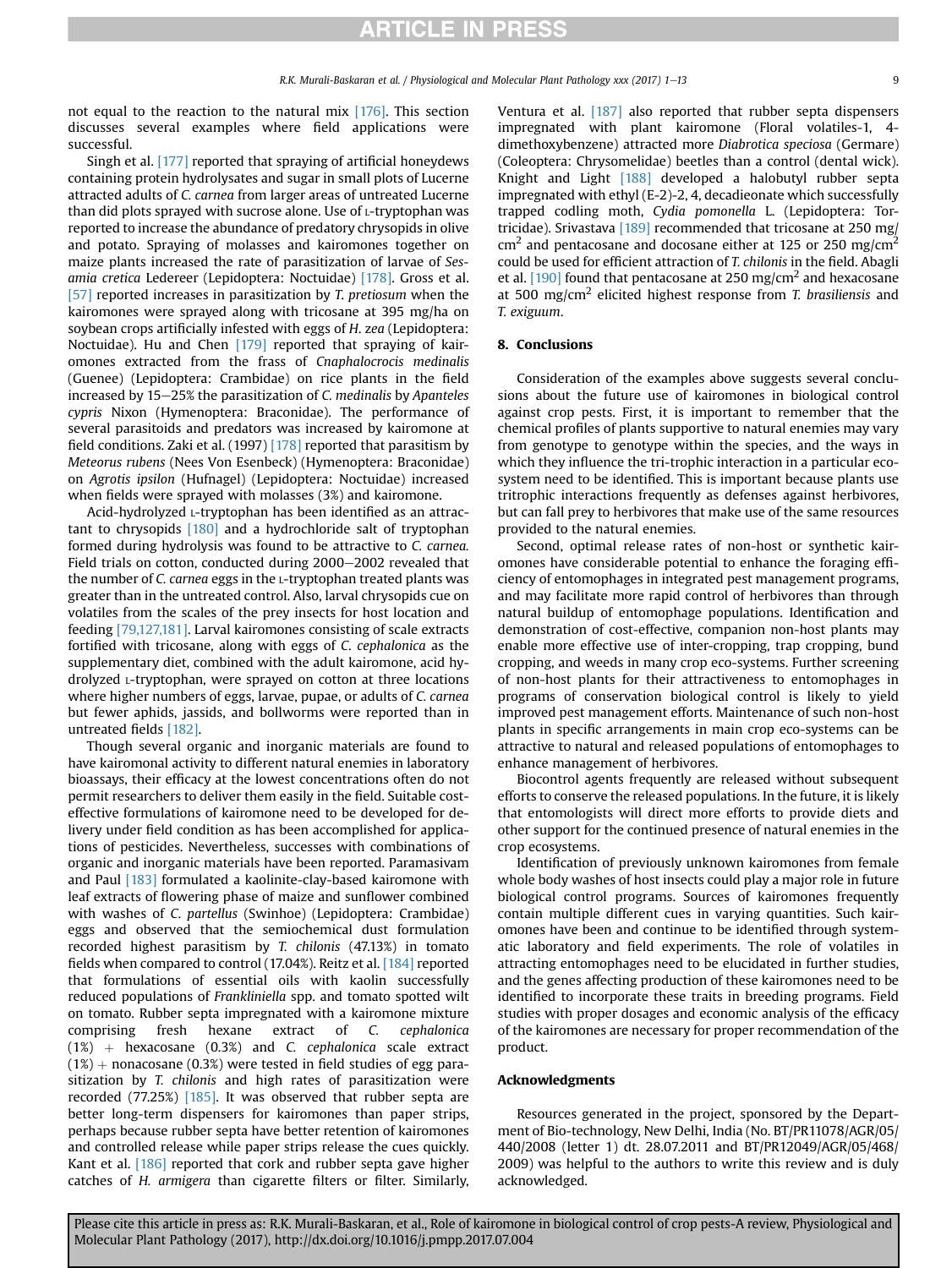not equal to the reaction to the natural mix [176]. This section discusses several examples where field applications were successful.

Singh et al. [177] reported that spraying of artificial honeydews containing protein hydrolysates and sugar in small plots of Lucerne attracted adults of *C. carnea* from larger areas of untreated Lucerne than did plots sprayed with sucrose alone. Use of L-tryptophan was reported to increase the abundance of predatory chrysopids in olive and potato. Spraying of molasses and kairomones together on maize plants increased the rate of parasitization of larvae of *Sesamia cretica* Ledereer (Lepidoptera: Noctuidae) [178]. Gross et al. [57] reported increases in parasitization by *T. pretiosum* when the kairomones were sprayed along with tricosane at 395 mg/ha on soybean crops artificially infested with eggs of *H. zea* (Lepidoptera: Noctuidae). Hu and Chen [179] reported that spraying of kairomones extracted from the frass of *Cnaphalocrocis medinalis* (Guenee) (Lepidoptera: Crambidae) on rice plants in the field increased by 15–25% the parasitization of *C. medinalis* by *Apanteles cypris* Nixon (Hymenoptera: Braconidae). The performance of several parasitoids and predators was increased by kairomone at field conditions. Zaki et al. (1997) [178] reported that parasitism by *Meteorus rubens* (Nees Von Esenbeck) (Hymenoptera: Braconidae) on *Agrotis ipsilon* (Hufnagel) (Lepidoptera: Noctuidae) increased when fields were sprayed with molasses (3%) and kairomone.

Acid-hydrolyzed L-tryptophan has been identified as an attractant to chrysopids [180] and a hydrochloride salt of tryptophan formed during hydrolysis was found to be attractive to *C. carnea*. Field trials on cotton, conducted during 2000–2002 revealed that the number of *C. carnea* eggs in the L-tryptophan treated plants was greater than in the untreated control. Also, larval chrysopids cue on volatiles from the scales of the prey insects for host location and feeding [79,127,181]. Larval kairomones consisting of scale extracts fortified with tricosane, along with eggs of *C. cephalonica* as the supplementary diet, combined with the adult kairomone, acid hydrolyzed L-tryptophan, were sprayed on cotton at three locations where higher numbers of eggs, larvae, pupae, or adults of *C. carnea* but fewer aphids, jassids, and bollworms were reported than in untreated fields [182].

Though several organic and inorganic materials are found to have kairomonal activity to different natural enemies in laboratory bioassays, their efficacy at the lowest concentrations often do not permit researchers to deliver them easily in the field. Suitable cost-effective formulations of kairomone need to be developed for delivery under field condition as has been accomplished for applications of pesticides. Nevertheless, successes with combinations of organic and inorganic materials have been reported. Paramasivam and Paul [183] formulated a kaolinite-clay-based kairomone with leaf extracts of flowering phase of maize and sunflower combined with washes of *C. partellus* (Swinhoe) (Lepidoptera: Crambidae) eggs and observed that the semiochemical dust formulation recorded highest parasitism by *T. chilonis* (47.13%) in tomato fields when compared to control (17.04%). Reitz et al. [184] reported that formulations of essential oils with kaolin successfully reduced populations of *Frankliniella* spp. and tomato spotted wilt on tomato. Rubber septa impregnated with a kairomone mixture comprising fresh hexane extract of *C. cephalonica* (1%) + hexacosane (0.3%) and *C. cephalonica* scale extract (1%) + nonacosane (0.3%) were tested in field studies of egg parasitization by *T. chilonis* and high rates of parasitization were recorded (77.25%) [185]. It was observed that rubber septa are better long-term dispensers for kairomones than paper strips, perhaps because rubber septa have better retention of kairomones and controlled release while paper strips release the cues quickly. Kant et al. [186] reported that cork and rubber septa gave higher catches of *H. armigera* than cigarette filters or filter. Similarly, Ventura et al. [187] also reported that rubber septa dispensers impregnated with plant kairomone (Floral volatiles-1, 4-dimethoxybenzene) attracted more *Diabrotica speciosa* (Germare) (Coleoptera: Chrysomelidae) beetles than a control (dental wick). Knight and Light [188] developed a halobutyl rubber septa impregnated with ethyl (E-2)-2, 4, decadieonate which successfully trapped codling moth, *Cydia pomonella* L. (Lepidoptera: Tortricidae). Srivastava [189] recommended that tricosane at 250 mg/cm$^2$ and pentacosane and docosane either at 125 or 250 mg/cm$^2$ could be used for efficient attraction of *T. chilonis* in the field. Abagli et al. [190] found that pentacosane at 250 mg/cm$^2$ and hexacosane at 500 mg/cm$^2$ elicited highest response from *T. brasiliensis* and *T. exiguum*.

## 8. Conclusions

Consideration of the examples above suggests several conclusions about the future use of kairomones in biological control against crop pests. First, it is important to remember that the chemical profiles of plants supportive to natural enemies may vary from genotype to genotype within the species, and the ways in which they influence the tri-trophic interaction in a particular ecosystem need to be identified. This is important because plants use tritrophic interactions frequently as defenses against herbivores, but can fall prey to herbivores that make use of the same resources provided to the natural enemies.

Second, optimal release rates of non-host or synthetic kairomones have considerable potential to enhance the foraging efficiency of entomophages in integrated pest management programs, and may facilitate more rapid control of herbivores than through natural buildup of entomophage populations. Identification and demonstration of cost-effective, companion non-host plants may enable more effective use of inter-cropping, trap cropping, bund cropping, and weeds in many crop eco-systems. Further screening of non-host plants for their attractiveness to entomophages in programs of conservation biological control is likely to yield improved pest management efforts. Maintenance of such non-host plants in specific arrangements in main crop eco-systems can be attractive to natural and released populations of entomophages to enhance management of herbivores.

Biocontrol agents frequently are released without subsequent efforts to conserve the released populations. In the future, it is likely that entomologists will direct more efforts to provide diets and other support for the continued presence of natural enemies in the crop ecosystems.

Identification of previously unknown kairomones from female whole body washes of host insects could play a major role in future biological control programs. Sources of kairomones frequently contain multiple different cues in varying quantities. Such kairomones have been and continue to be identified through systematic laboratory and field experiments. The role of volatiles in attracting entomophages need to be elucidated in further studies, and the genes affecting production of these kairomones need to be identified to incorporate these traits in breeding programs. Field studies with proper dosages and economic analysis of the efficacy of the kairomones are necessary for proper recommendation of the product.

## Acknowledgments

Resources generated in the project, sponsored by the Department of Bio-technology, New Delhi, India (No. BT/PR11078/AGR/05/440/2008 (letter 1) dt. 28.07.2011 and BT/PR12049/AGR/05/468/2009) was helpful to the authors to write this review and is duly acknowledged.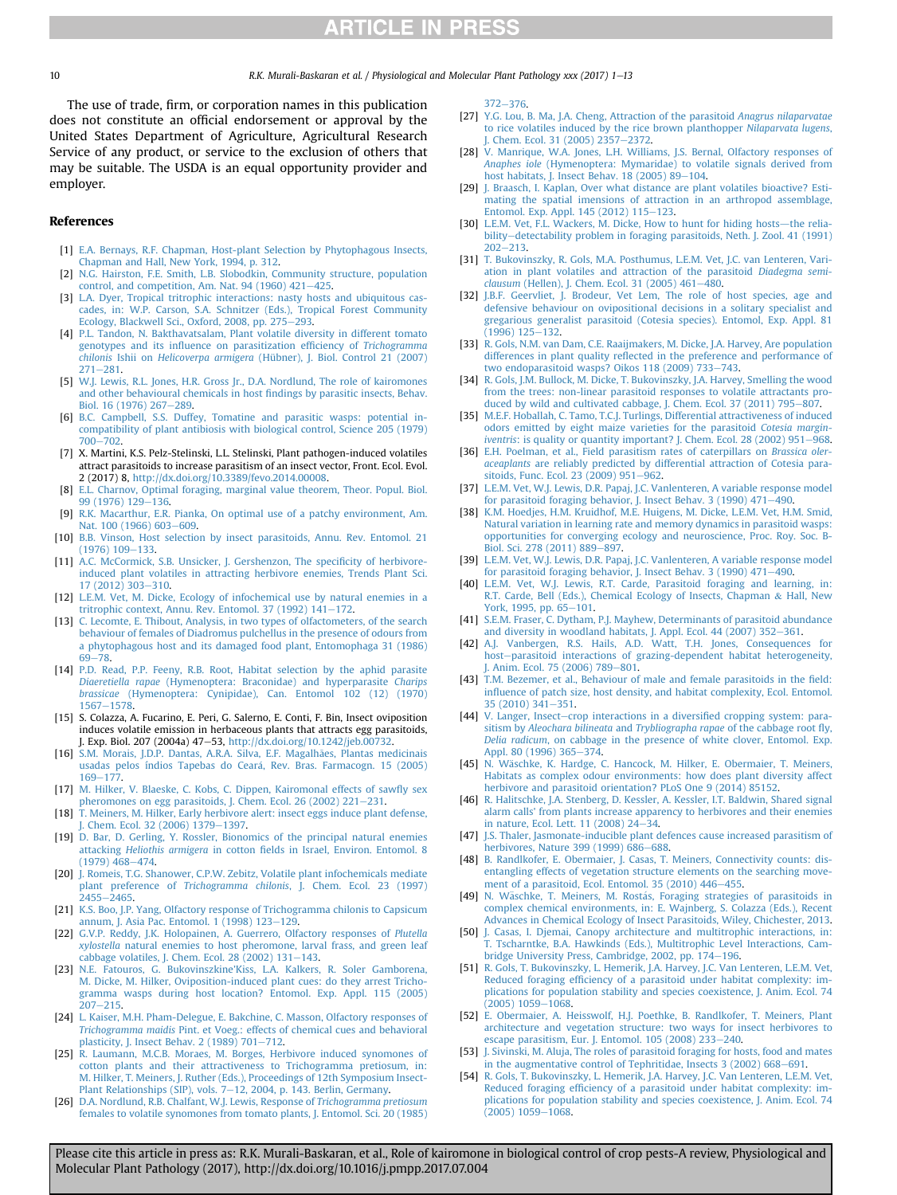The use of trade, firm, or corporation names in this publication does not constitute an official endorsement or approval by the United States Department of Agriculture, Agricultural Research Service of any product, or service to the exclusion of others that may be suitable. The USDA is an equal opportunity provider and employer.

## References

[1] E.A. Bernays, R.F. Chapman, Host-plant Selection by Phytophagous Insects, Chapman and Hall, New York, 1994, p. 312.

[2] N.G. Hairston, F.E. Smith, L.B. Slobodkin, Community structure, population control, and competition, Am. Nat. 94 (1960) 421–425.

[3] L.A. Dyer, Tropical tritrophic interactions: nasty hosts and ubiquitous cascades, in: W.P. Carson, S.A. Schnitzer (Eds.), Tropical Forest Community Ecology, Blackwell Sci., Oxford, 2008, pp. 275–293.

[4] P.L. Tandon, N. Bakthavatsalam, Plant volatile diversity in different tomato genotypes and its influence on parasitization efficiency of *Trichogramma chilonis* Ishii on *Helicoverpa armigera* (Hübner), J. Biol. Control 21 (2007) 271–281.

[5] W.J. Lewis, R.L. Jones, H.R. Gross Jr., D.A. Nordlund, The role of kairomones and other behavioural chemicals in host findings by parasitic insects, Behav. Biol. 16 (1976) 267–289.

[6] B.C. Campbell, S.S. Duffey, Tomatine and parasitic wasps: potential incompatibility of plant antibiosis with biological control, Science 205 (1979) 700–702.

[7] X. Martini, K.S. Pelz-Stelinski, L.L. Stelinski, Plant pathogen-induced volatiles attract parasitoids to increase parasitism of an insect vector, Front. Ecol. Evol. 2 (2017) 8, http://dx.doi.org/10.3389/fevo.2014.00008.

[8] E.L. Charnov, Optimal foraging, marginal value theorem, Theor. Popul. Biol. 99 (1976) 129–136.

[9] R.K. Macarthur, E.R. Pianka, On optimal use of a patchy environment, Am. Nat. 100 (1966) 603–609.

[10] B.B. Vinson, Host selection by insect parasitoids, Annu. Rev. Entomol. 21 (1976) 109–133.

[11] A.C. McCormick, S.B. Unsicker, J. Gershenzon, The specificity of herbivore-induced plant volatiles in attracting herbivore enemies, Trends Plant Sci. 17 (2012) 303–310.

[12] L.E.M. Vet, M. Dicke, Ecology of infochemical use by natural enemies in a tritrophic context, Annu. Rev. Entomol. 37 (1992) 141–172.

[13] C. Lecomte, E. Thibout, Analysis, in two types of olfactometers, of the search behaviour of females of Diadromus pulchellus in the presence of odours from a phytophagous host and its damaged food plant, Entomophaga 31 (1986) 69–78.

[14] P.D. Read, P.P. Feeny, R.B. Root, Habitat selection by the aphid parasite *Diaeretiella rapae* (Hymenoptera: Braconidae) and hyperparasite *Charips brassicae* (Hymenoptera: Cynipidae), Can. Entomol 102 (12) (1970) 1567–1578.

[15] S. Colazza, A. Fucarino, E. Peri, G. Salerno, E. Conti, F. Bin, Insect oviposition induces volatile emission in herbaceous plants that attracts egg parasitoids, J. Exp. Biol. 207 (2004a) 47–53, http://dx.doi.org/10.1242/jeb.00732.

[16] S.M. Morais, J.D.P. Dantas, A.R.A. Silva, E.F. Magalhães, Plantas medicinais usadas pelos índios Tapebas do Ceará, Rev. Bras. Farmacogn. 15 (2005) 169–177.

[17] M. Hilker, V. Blaeske, C. Kobs, C. Dippen, Kairomonal effects of sawfly sex pheromones on egg parasitoids, J. Chem. Ecol. 26 (2002) 221–231.

[18] T. Meiners, M. Hilker, Early herbivore alert: insect eggs induce plant defense, J. Chem. Ecol. 32 (2006) 1379–1397.

[19] D. Bar, D. Gerling, Y. Rossler, Bionomics of the principal natural enemies attacking *Heliothis armigera* in cotton fields in Israel, Environ. Entomol. 8 (1979) 468–474.

[20] J. Romeis, T.G. Shanower, C.P.W. Zebitz, Volatile plant infochemicals mediate plant preference of *Trichogramma chilonis*, J. Chem. Ecol. 23 (1997) 2455–2465.

[21] K.S. Boo, J.P. Yang, Olfactory response of Trichogramma chilonis to Capsicum annum, J. Asia Pac. Entomol. 1 (1998) 123–129.

[22] G.V.P. Reddy, J.K. Holopainen, A. Guerrero, Olfactory responses of *Plutella xylostella* natural enemies to host pheromone, larval frass, and green leaf cabbage volatiles, J. Chem. Ecol. 28 (2002) 131–143.

[23] N.E. Fatouros, G. Bukovinszkine'Kiss, L.A. Kalkers, R. Soler Gamborena, M. Dicke, M. Hilker, Oviposition-induced plant cues: do they arrest Trichogramma wasps during host location? Entomol. Exp. Appl. 115 (2005) 207–215.

[24] L. Kaiser, M.H. Pham-Delegue, E. Bakchine, C. Masson, Olfactory responses of *Trichogramma maidis* Pint. et Voeg.: effects of chemical cues and behavioral plasticity, J. Insect Behav. 2 (1989) 701–712.

[25] R. Laumann, M.C.B. Moraes, M. Borges, Herbivore induced synomones of cotton plants and their attractiveness to Trichogramma pretiosum, in: M. Hilker, T. Meiners, J. Ruther (Eds.), Proceedings of 12th Symposium Insect-Plant Relationships (SIP), vols. 7–12, 2004, p. 143. Berlin, Germany.

[26] D.A. Nordlund, R.B. Chalfant, W.J. Lewis, Response of *Trichogramma pretiosum* females to volatile synomones from tomato plants, J. Entomol. Sci. 20 (1985) 372–376.

[27] Y.G. Lou, B. Ma, J.A. Cheng, Attraction of the parasitoid *Anagrus nilaparvatae* to rice volatiles induced by the rice brown planthopper *Nilaparvata lugens*, J. Chem. Ecol. 31 (2005) 2357–2372.

[28] V. Manrique, W.A. Jones, L.H. Williams, J.S. Bernal, Olfactory responses of *Anaphes iole* (Hymenoptera: Mymaridae) to volatile signals derived from host habitats, J. Insect Behav. 18 (2005) 89–104.

[29] J. Braasch, I. Kaplan, Over what distance are plant volatiles bioactive? Estimating the spatial imensions of attraction in an arthropod assemblage, Entomol. Exp. Appl. 145 (2012) 115–123.

[30] L.E.M. Vet, F.L. Wackers, M. Dicke, How to hunt for hiding hosts—the reliability—detectability problem in foraging parasitoids, Neth. J. Zool. 41 (1991) 202–213.

[31] T. Bukovinszky, R. Gols, M.A. Posthumus, L.E.M. Vet, J.C. van Lenteren, Variation in plant volatiles and attraction of the parasitoid *Diadegma semiclausum* (Hellen), J. Chem. Ecol. 31 (2005) 461–480.

[32] J.B.F. Geervliet, J. Brodeur, Vet Lem, The role of host species, age and defensive behaviour on ovipositional decisions in a solitary specialist and gregarious generalist parasitoid (Cotesia species). Entomol, Exp. Appl. 81 (1996) 125–132.

[33] R. Gols, N.M. van Dam, C.E. Raaijmakers, M. Dicke, J.A. Harvey, Are population differences in plant quality reflected in the preference and performance of two endoparasitoid wasps? Oikos 118 (2009) 733–743.

[34] R. Gols, J.M. Bullock, M. Dicke, T. Bukovinszky, J.A. Harvey, Smelling the wood from the trees: non-linear parasitoid responses to volatile attractants produced by wild and cultivated cabbage, J. Chem. Ecol. 37 (2011) 795–807.

[35] M.E.F. Hoballah, C. Tamo, T.C.J. Turlings, Differential attractiveness of induced odors emitted by eight maize varieties for the parasitoid *Cotesia marginiventris*: is quality or quantity important? J. Chem. Ecol. 28 (2002) 951–968.

[36] E.H. Poelman, et al., Field parasitism rates of caterpillars on *Brassica oleraceaplants* are reliably predicted by differential attraction of Cotesia parasitoids, Func. Ecol. 23 (2009) 951–962.

[37] L.E.M. Vet, W.J. Lewis, D.R. Papaj, J.C. Vanlenteren, A variable response model for parasitoid foraging behavior, J. Insect Behav. 3 (1990) 471–490.

[38] K.M. Hoedjes, H.M. Kruidhof, M.E. Huigens, M. Dicke, L.E.M. Vet, H.M. Smid, Natural variation in learning rate and memory dynamics in parasitoid wasps: opportunities for converging ecology and neuroscience, Proc. Roy. Soc. B-Biol. Sci. 278 (2011) 889–897.

[39] L.E.M. Vet, W.J. Lewis, D.R. Papaj, J.C. Vanlenteren, A variable response model for parasitoid foraging behavior, J. Insect Behav. 3 (1990) 471–490.

[40] L.E.M. Vet, W.J. Lewis, R.T. Carde, Parasitoid foraging and learning, in: R.T. Carde, Bell (Eds.), Chemical Ecology of Insects, Chapman & Hall, New York, 1995, pp. 65–101.

[41] S.E.M. Fraser, C. Dytham, P.J. Mayhew, Determinants of parasitoid abundance and diversity in woodland habitats, J. Appl. Ecol. 44 (2007) 352–361.

[42] A.J. Vanbergen, R.S. Hails, A.D. Watt, T.H. Jones, Consequences for host–parasitoid interactions of grazing-dependent habitat heterogeneity, J. Anim. Ecol. 75 (2006) 789–801.

[43] T.M. Bezemer, et al., Behaviour of male and female parasitoids in the field: influence of patch size, host density, and habitat complexity, Ecol. Entomol. 35 (2010) 341–351.

[44] V. Langer, Insect–crop interactions in a diversified cropping system: parasitism by *Aleochara bilineata* and *Trybliographa rapae* of the cabbage root fly, *Delia radicum*, on cabbage in the presence of white clover, Entomol. Exp. Appl. 80 (1996) 365–374.

[45] N. Wäschke, K. Hardge, C. Hancock, M. Hilker, E. Obermaier, T. Meiners, Habitats as complex odour environments: how does plant diversity affect herbivore and parasitoid orientation? PLoS One 9 (2014) 85152.

[46] R. Halitschke, J.A. Stenberg, D. Kessler, A. Kessler, I.T. Baldwin, Shared signal alarm calls' from plants increase apparency to herbivores and their enemies in nature, Ecol. Lett. 11 (2008) 24–34.

[47] J.S. Thaler, Jasmonate-inducible plant defences cause increased parasitism of herbivores, Nature 399 (1999) 686–688.

[48] B. Randlkofer, E. Obermaier, J. Casas, T. Meiners, Connectivity counts: disentangling effects of vegetation structure elements on the searching movement of a parasitoid, Ecol. Entomol. 35 (2010) 446–455.

[49] N. Wäschke, T. Meiners, M. Rostás, Foraging strategies of parasitoids in complex chemical environments, in: E. Wajnberg, S. Colazza (Eds.), Recent Advances in Chemical Ecology of Insect Parasitoids, Wiley, Chichester, 2013.

[50] J. Casas, I. Djemai, Canopy architecture and multitrophic interactions, in: T. Tscharntke, B.A. Hawkinds (Eds.), Multitrophic Level Interactions, Cambridge University Press, Cambridge, 2002, pp. 174–196.

[51] R. Gols, T. Bukovinszky, L. Hemerik, J.A. Harvey, J.C. Van Lenteren, L.E.M. Vet, Reduced foraging efficiency of a parasitoid under habitat complexity: implications for population stability and species coexistence, J. Anim. Ecol. 74 (2005) 1059–1068.

[52] E. Obermaier, A. Heisswolf, H.J. Poethke, B. Randlkofer, T. Meiners, Plant architecture and vegetation structure: two ways for insect herbivores to escape parasitism, Eur. J. Entomol. 105 (2008) 233–240.

[53] J. Sivinski, M. Aluja, The roles of parasitoid foraging for hosts, food and mates in the augmentative control of Tephritidae, Insects 3 (2002) 668–691.

[54] R. Gols, T. Bukovinszky, L. Hemerik, J.A. Harvey, J.C. Van Lenteren, L.E.M. Vet, Reduced foraging efficiency of a parasitoid under habitat complexity: implications for population stability and species coexistence, J. Anim. Ecol. 74 (2005) 1059–1068.

Please cite this article in press as: R.K. Murali-Baskaran, et al., Role of kairomone in biological control of crop pests-A review, Physiological and Molecular Plant Pathology (2017), http://dx.doi.org/10.1016/j.pmpp.2017.07.004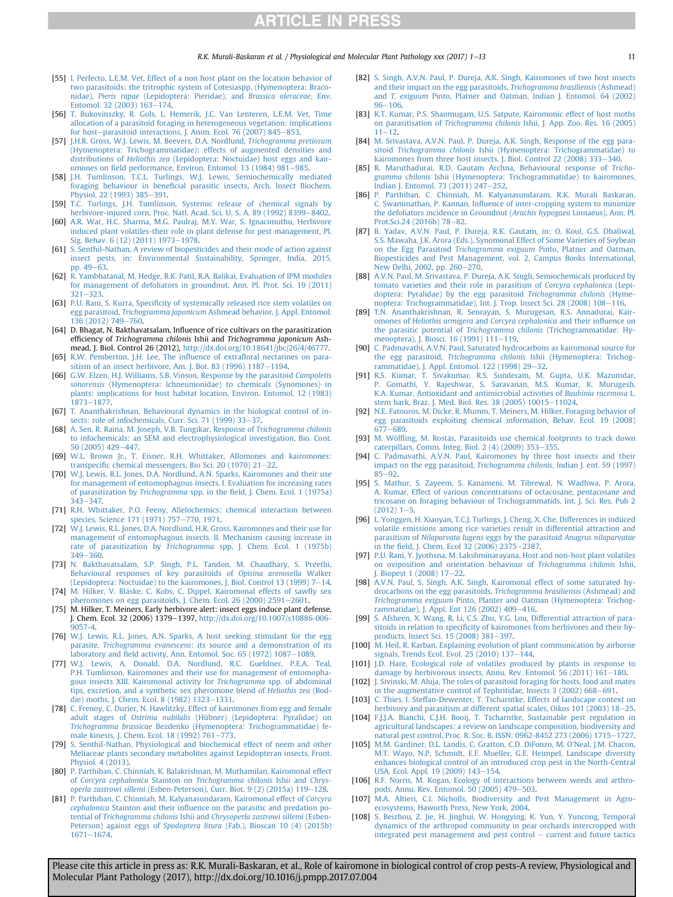[55] I. Perfecto, L.E.M. Vet, Effect of a non host plant on the location behavior of two parasitoids: the tritrophic system of Cotesiaspp. (Hymenoptera: Braconidae), *Pieris rapae* (Lepidoptera: Pieridae), and *Brassica oleraceae*, Env. Entomol. 32 (2003) 163–174.

[56] T. Bukovinszky, R. Gols, L. Hemerik, J.C. Van Lenteren, L.E.M. Vet, Time allocation of a parasitoid foraging in heterogeneous vegetation: implications for host–parasitoid interactions, J. Anim. Ecol. 76 (2007) 845–853.

[57] J.H.R. Gross, W.J. Lewis, M. Beevers, D.A. Nordlund, *Trichogramma pretiosum* (Hymenoptera: Trichogrammatidae): effects of augmented densities and distributions of *Heliothis zea* (Lepidoptera: Noctuidae) host eggs and kairomones on field performance, Environ. Entomol. 13 (1984) 981–985.

[58] J.H. Tumlinson, T.C.L. Turlings, W.J. Lewis, Semiochemically mediated foraging behaviour in beneficial parasitic insects, Arch. Insect Biochem. Physiol. 22 (1993) 385–391.

[59] T.C. Turlings, J.H. Tumlinson, Systemic release of chemical signals by herbivore-injured corn, Proc. Natl. Acad. Sci. U. S. A. 89 (1992) 8399–8402.

[60] A.R. War, H.C. Sharma, M.G. Paulraj, M.Y. War, S. Ignacimuthu, Herbivore induced plant volatiles-their role in plant defense for pest management, Pl. Sig. Behav. 6 (12) (2011) 1973–1978.

[61] S. Senthil-Nathan, A review of biopesticides and their mode of action against insect pests, in: Environmental Sustainability, Springer, India, 2015, pp. 49–63.

[62] R. Yambhatanal, M. Hedge, R.K. Patil, R.A. Balikai, Evaluation of IPM modules for management of defoliators in groundnut, Ann. Pl. Prot. Sci. 19 (2011) 321–323.

[63] P.U. Rani, S. Kurra, Specificity of systemically released rice stem volatiles on egg parasitoid, *Trichogramma japonicum* Ashmead behavior, J. Appl. Entomol. 136 (2012) 749–760.

[64] D. Bhagat, N. Bakthavatsalam, Influence of rice cultivars on the parasitization efficiency of *Trichogramma chilonis* Ishii and *Trichogramma japonicum* Ashmead, J. Biol. Control 26 (2012), http://dx.doi.org/10.18641/jbc/26/4/46777.

[65] R.W. Pemberton, J.H. Lee, The influence of extrafloral nectarines on parasitism of an insect herbivore, Am. J. Bot. 83 (1996) 1187–1194.

[66] G.W. Elzen, H.J. Williams, S.B. Vinson, Response by the parasitoid *Campoletis sonorensis* (Hymenoptera: Ichneumonidae) to chemicals (Synomones) in plants: implications for host habitat location, Environ. Entomol. 12 (1983) 1873–1877.

[67] T. Ananthakrishnan, Behavioural dynamics in the biological control of insects: role of infochemicals, Curr. Sci. 71 (1999) 33–37.

[68] A. Sen, R. Raina, M. Joseph, V.B. Tungikar, Response of *Trichogramma chilonis* to infochemicals: an SEM and electrophysiological investigation, Bio. Cont. 50 (2005) 429–447.

[69] W.L. Brown Jr., T. Eisner, R.H. Whittaker, Allomones and kairomones: transpecific chemical messengers, Bio Sci. 20 (1970) 21–22.

[70] W.J. Lewis, R.L. Jones, D.A. Nordlund, A.N. Sparks, Kairomones and their use for management of entomophagous insects. I. Evaluation for increasing rates of parasitization by *Trichogramma* spp. in the field, J. Chem. Ecol. 1 (1975a) 343–347.

[71] R.H. Whittaker, P.O. Feeny, Allelochemics: chemical interaction between species, Science 171 (1971) 757–770, 1971.

[72] W.J. Lewis, R.L. Jones, D.A. Nordlund, H.R. Gross, Kairomones and their use for management of entomophagous insects. II. Mechanism causing increase in rate of parasitization by *Trichogramma* spp, J. Chem. Ecol. 1 (1975b) 349–360.

[73] N. Bakthavatsalam, S.P. Singh, P.L. Tandon, M. Chaudhary, S. Preethi, Behavioural responses of key parasitoids of *Opisina arenosella* Walker (Lepidoptera: Noctuidae) to the kairomones, J. Biol. Control 13 (1999) 7–14.

[74] M. Hilker, V. Bläske, C. Kobs, C. Dippel, Kairomonal effects of sawfly sex pheromones on egg parasitoids, J. Chem. Ecol. 26 (2000) 2591–2601.

[75] M. Hilker, T. Meiners, Early herbivore alert: insect eggs induce plant defense, J. Chem. Ecol. 32 (2006) 1379–1397, http://dx.doi.org/10.1007/s10886-006-9057-4.

[76] W.J. Lewis, R.L. Jones, A.N. Sparks, A host seeking stimulant for the egg parasite, *Trichogramma evanescens*: its source and a demonstration of its laboratory and field activity, Ann. Entomol. Soc. 65 (1972) 1087–1089.

[77] W.J. Lewis, A. Donald, D.A. Nordlund, R.C. Gueldner, P.E.A. Teal, P.H. Tumlinson, Kairomones and their use for management of entomophagous insects XIII. Kairomonal activity for *Trichogramma* spp. of abdominal tips, excretion, and a synthetic sex pheromone blend of *Heliothis zea* (Boddie) moths, J. Chem. Ecol. 8 (1982) 1323–1331.

[78] C. Frenoy, C. Durier, N. Hawlitzky, Effect of kairomones from egg and female adult stages of *Ostrinia nubilalis* (Hübner) (Lepidoptera: Pyralidae) on *Trichogramma brassicae* Bezdenko (Hymenoptera: Trichogrammatidae) female kinesis, J. Chem. Ecol. 18 (1992) 761–773.

[79] S. Senthil-Nathan, Physiological and biochemical effect of neem and other Meliaceae plants secondary metabolites against Lepidopteran insects, Front. Physiol. 4 (2013).

[80] P. Parthiban, C. Chinniah, K. Balakrishnan, M. Muthamilan, Kairomonal effect of *Corcyra cephalonica* Stainton on *Trichogramma chilonis* Ishii and *Chrysoperla zastrowi sillemi* (Esben-Peterson), Curr. Biot. 9 (2) (2015a) 119–128.

[81] P. Parthiban, C. Chinniah, M. Kalyanasundaram, Kairomonal effect of *Corcyra cephalonica* Stainton and their influence on the parasitic and predation potential of *Trichogramma chilonis* Ishii and *Chrysoperla zastrowi sillemi* (Esben-Peterson) against eggs of *Spodoptera litura* (Fab.), Bioscan 10 (4) (2015b) 1671–1674.

[82] S. Singh, A.V.N. Paul, P. Dureja, A.K. Singh, Kairomones of two host insects and their impact on the egg parasitoids, *Trichogramma brasiliensis* (Ashmead) and *T. exiguum* Pinto, Platner and Oatman, Indian J. Entomol. 64 (2002) 96–106.

[83] K.T. Kumar, P.S. Shanmugam, U.S. Satpute, Kairomonic effect of host moths on parasitisation of *Trichogramma chilonis* Ishii, J. App. Zoo. Res. 16 (2005) 11–12.

[84] M. Srivastava, A.V.N. Paul, P. Dureja, A.K. Singh, Response of the egg parasitoid *Trichogramma chilonis* Ishii (Hymenoptera: Trichogrammatidae) to kairomones from three host insects, J. Biol. Control 22 (2008) 333–340.

[85] R. Maruthadurai, R.D. Gautam Archna, Behavioural response of *Trichogramma chilonis* Ishii (Hymenoptera: Trichogrammatidae) to kairomones, Indian J. Entomol. 73 (2011) 247–252.

[86] P. Parthiban, C. Chinniah, M. Kalyanasundaram, R.K. Murali Baskaran, C. Swaminathan, P. Kannan, Influence of inter-cropping system to minimize the defoliators incidence in Groundnut (*Arachis hypogaea* Linnaeus), Ann. Pl. Prot.Sci.24 (2016b) 78–82.

[87] B. Yadav, A.V.N. Paul, P. Dureja, R.K. Gautam, in: O. Koul, G.S. Dhaliwal, S.S. Mawaha, J.K. Arora (Eds.), Synomonal Effect of Some Varieties of Soybean on the Egg Parasitoid *Trichogramma exiguum* Pinto, Platner and Oatman, Biopesticides and Pest Management, vol. 2, Campus Books International, New Delhi, 2002, pp. 260–270.

[88] A.V.N. Paul, M. Srivastava, P. Dureja, A.K. Singh, Semiochemicals produced by tomato varieties and their role in parasitism of *Corcyra cephalonica* (Lepidoptera: Pyralidae) by the egg parasitoid *Trichogramma chilonis* (Hymenoptera: Trichogrammatidae), Int. J. Trop. Insect Sci. 28 (2008) 108–116.

[89] T.N. Ananthakrishnan, R. Senrayan, S. Murugesan, R.S. Annadurai, Kairomones of *Heliothis armigera* and *Corcyra cephalonica* and their influence on the parasitic potential of *Trichogramma chilonis* (Trichogrammatidae: Hymenoptera), J. Biosci. 16 (1991) 111–119.

[90] C. Padmavathi, A.V.N. Paul, Saturated hydrocarbons as kairomonal source for the egg parasitoid, *Trichogramma chilonis* Ishii (Hymenoptera: Trichogrammatidae), J. Appl. Entomol. 122 (1998) 29–32.

[91] R.S. Kumar, T. Sivakumar, R.S. Sunderam, M. Gupta, U.K. Mazumdar, P. Gomathi, Y. Rajeshwar, S. Saravanan, M.S. Kumar, K. Murugesh, K.A. Kumar, Antioxidant and antimicrobial activities of *Bauhinia racemosa* L. stem bark, Braz. J. Med. Biol. Res. 38 (2005) 10015–11024.

[92] N.E. Fatouros, M. Dicke, R. Mumm, T. Meiners, M. Hilker, Foraging behavior of egg parasitoids exploiting chemical information, Behav. Ecol. 19 (2008) 677–689.

[93] M. Wölfling, M. Rostás, Parasitoids use chemical footprints to track down caterpillars, Comm. Integ. Biol. 2 (4) (2009) 353–355.

[94] C. Padmavathi, A.V.N. Paul, Kairomones by three host insects and their impact on the egg parasitoid, *Trichogramma chilonis*, Indian J. ent. 59 (1997) 85–92.

[95] S. Mathur, S. Zayeem, S. Kanameni, M. Tibrewal, N. Wadhwa, P. Arora, A. Kumar, Effect of various concentrations of octacosane, pentacosane and tricosane on foraging behaviour of Trichogrammatids, Int. J. Sci. Res. Pub 2 (2012) 1–5.

[96] L. Yonggen, H. Xiaoyan, T.C.J. Turlings, J. Cheng, X. Che, Differences in induced volatile emissions among rice varieties result in differential attraction and parasitism of *Nilaparvata lugens* eggs by the parasitoid *Anagrus nilaparvatae* in the field, J. Chem. Ecol 32 (2006) 2375–2387.

[97] P.U. Rani, Y. Jyothsna, M. Lakshminarayana, Host and non-host plant volatiles on oviposition and orientation behaviour of *Trichogramma chilonis* Ishii, J. Biopest 1 (2008) 17–22.

[98] A.V.N. Paul, S. Singh, A.K. Singh, Kairomonal effect of some saturated hydrocarbons on the egg parasitoids, *Trichogramma brasiliensis* (Ashmead) and *Trichogramma exiguum* Pinto, Planter and Oatman (Hymenoptera: Trichogrammatidae), J. Appl. Ent 126 (2002) 409–416.

[99] S. Afsheen, X. Wang, R. Li, C.S. Zhu, Y.G. Lou, Differential attraction of parasitoids in relation to specificity of kairomones from herbivores and their by-products, Insect Sci. 15 (2008) 381–397.

[100] M. Heil, R. Karban, Explaining evolution of plant communication by airborne signals, Trends Ecol. Evol. 25 (2010) 137–144.

[101] J.D. Hare, Ecological role of volatiles produced by plants in response to damage by herbivorous insects, Annu. Rev. Entomol. 56 (2011) 161–180.

[102] J. Sivinski, M. Aluja, The roles of parasitoid foraging for hosts, food and mates in the augmentative control of Tephritidae, Insects 3 (2002) 668–691.

[103] C. Thies, I. Steffan-Dewenter, T. Tscharntke, Effects of landscape context on herbivory and parasitism at different spatial scales, Oikos 101 (2003) 18–25.

[104] F.J.J.A. Bianchi, C.J.H. Booij, T. Tscharntke, Sustainable pest regulation in agricultural landscapes: a review on landscape composition, biodiversity and natural pest control, Proc. R. Soc. B. ISSN: 0962-8452 273 (2006) 1715–1727.

[105] M.M. Gardiner, D.L. Landis, C. Gratton, C.D. DiFonzo, M. O'Neal, J.M. Chacon, M.T. Wayo, N.P. Schmidt, E.F. Mueller, G.E. Heimpel, Landscape diversity enhances biological control of an introduced crop pest in the North-Central USA, Ecol. Appl. 19 (2009) 143–154.

[106] R.F. Norris, M. Kogan, Ecology of interactions between weeds and arthropods, Annu. Rev. Entomol. 50 (2005) 479–503.

[107] M.A. Altieri, C.I. Nicholls, Biodiversity and Pest Management in Agroecosystems, Haworth Press, New York, 2004.

[108] S. Beizhou, Z. Jie, H. Jinghui, W. Hongying, K. Yun, Y. Yuncong, Temporal dynamics of the arthropod community in pear orchards intercropped with integrated pest management and pest control – current and future tactics

Please cite this article in press as: R.K. Murali-Baskaran, et al., Role of kairomone in biological control of crop pests-A review, Physiological and Molecular Plant Pathology (2017), http://dx.doi.org/10.1016/j.pmpp.2017.07.004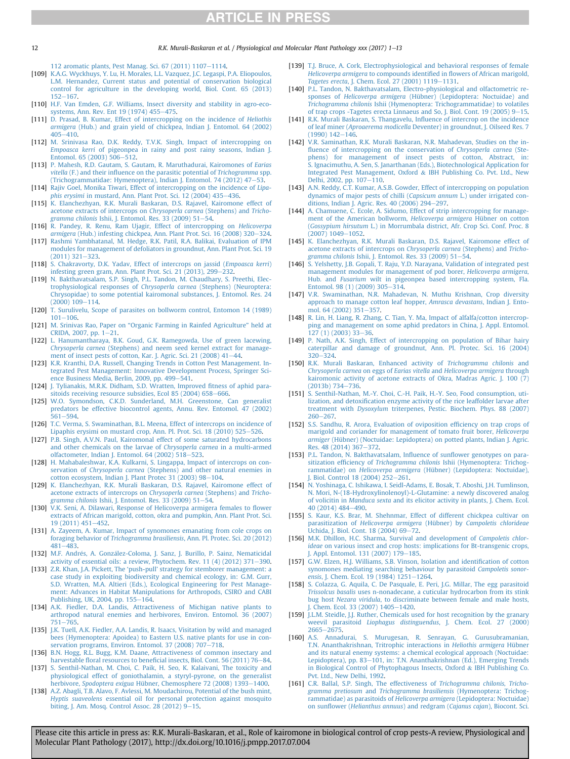112 aromatic plants, Pest Manag. Sci. 67 (2011) 1107–1114.

[109] K.A.G. Wyckhuys, Y. Lu, H. Morales, L.L. Vazquez, J.C. Legaspi, P.A. Eliopoulos, L.M. Hernandez, Current status and potential of conservation biological control for agriculture in the developing world, Biol. Cont. 65 (2013) 152–167.

[110] H.F. Van Emden, G.F. Williams, Insect diversity and stability in agro-ecosystems, Ann. Rev. Ent 19 (1974) 455–475.

[111] D. Prasad, B. Kumar, Effect of intercropping on the incidence of *Heliothis armigera* (Hub.) and grain yield of chickpea, Indian J. Entomol. 64 (2002) 405–410.

[112] M. Srinivasa Rao, D.K. Reddy, T.V.K. Singh, Impact of intercropping on *Empoasca kerri* of pigeonpea in rainy and post rainy seasons, Indian J. Entomol. 65 (2003) 506–512.

[113] P. Mahesh, R.D. Gautam, S. Gautam, R. Maruthadurai, Kairomones of *Earias vitella* (F.) and their influence on the parasitic potential of *Trichogramma* spp. (Trichogrammatidae: Hymenoptera), Indian J. Entomol. 74 (2012) 47–53.

[114] Rajiv Goel, Monika Tiwari, Effect of intercropping on the incidence of *Lipaphis erysimi* in mustard, Ann. Plant Prot. Sci. 12 (2004) 435–436.

[115] K. Elanchezhyan, R.K. Murali Baskaran, D.S. Rajavel, Kairomone effect of acetone extracts of intercrops on *Chrysoperla carnea* (Stephens) and *Trichogramma chilonis* Ishii, J. Entomol. Res. 33 (2009) 51–54.

[116] R. Pandey, R. Renu, Ram Ujagir, Effect of intercropping on *Helicoverpa armigera* (Hub.) infesting chickpea, Ann. Plant Prot. Sci. 16 (2008) 320–324.

[117] Rashmi Yambhatanal, M. Hedge, R.K. Patil, R.A. Balikai, Evaluation of IPM modules for management of defoliators in groundnut, Ann. Plant Prot. Sci. 19 (2011) 321–323.

[118] S. Chakravorty, D.K. Yadav, Effect of intercrops on jassid (*Empoasca kerri*) infesting green gram, Ann. Plant Prot. Sci. 21 (2013), 299–232.

[119] N. Bakthavatsalam, S.P. Singh, P.L. Tandon, M. Chaudhary, S. Preethi, Electrophysiological responses of *Chrysoperla carnea* (Stephens) (Neuroptera: Chrysopidae) to some potential kairomonal substances, J. Entomol. Res. 24 (2000) 109–114.

[120] T. Surulivelu, Scope of parasites on bollworm control, Entomon 14 (1989) 101–106.

[121] M. Srinivas Rao, Paper on "Organic Farming in Rainfed Agriculture" held at CRIDA, 2007, pp. 1–21.

[122] L. Hanumantharaya, B.K. Goud, G.K. Ramegowda, Use of green lacewing, *Chrysoperla carnea* (Stephens) and neem seed kernel extract for management of insect pests of cotton, Kar. J. Agric. Sci. 21 (2008) 41–44.

[123] K.R. Kranthi, D.A. Russell, Changing Trends in Cotton Pest Management. Integrated Pest Management: Innovative Development Process, Springer Science Business Media, Berlin, 2009, pp. 499–541.

[124] J. Tylianakis, M.R.K. Didham, S.D. Wratten, Improved fitness of aphid parasitoids receiving resource subsidies, Ecol 85 (2004) 658–666.

[125] W.O. Symondson, C.K.D. Sunderland, M.H. Greenstone, Can generalist predators be effective biocontrol agents, Annu. Rev. Entomol. 47 (2002) 561–594.

[126] T.C. Verma, S. Swaminathan, B.L. Meena, Effect of intercrops on incidence of Lipaphis erysimi on mustard crop, Ann. Pl. Prot. Sci. 18 (2010) 525–526.

[127] P.B. Singh, A.V.N. Paul, Kairomonal effect of some saturated hydrocarbons and other chemicals on the larvae of *Chrysoperla carnea* in a multi-armed olfactometer, Indian J. Entomol. 64 (2002) 518–523.

[128] H. Mahabaleshwar, K.A. Kulkarni, S. Lingappa, Impact of intercrops on conservation of *Chrysoperla carnea* (Stephens) and other natural enemies in cotton ecosystem, Indian J. Plant Protec 31 (2003) 98–104.

[129] K. Elanchezhyan, R.K. Murali Baskaran, D.S. Rajavel, Kairomone effect of acetone extracts of intercrops on *Chrysoperla carnea* (Stephens) and *Trichogramma chilonis* Ishii, J. Entomol. Res. 33 (2009) 51–54.

[130] V.K. Seni, A. Dilawari, Response of Helicoverpa armigera females to flower extracts of African marigold, cotton, okra and pumpkin, Ann. Plant Prot. Sci. 19 (2011) 451–452.

[131] A. Zayeem, A. Kumar, Impact of synomones emanating from cole crops on foraging behavior of *Trichogramma brasiliensis*, Ann. Pl. Protec. Sci. 20 (2012) 481–483.

[132] M.F. Andrés, A. González-Coloma, J. Sanz, J. Burillo, P. Sainz, Nematicidal activity of essential oils: a review, Phytochem. Rev. 11 (4) (2012) 371–390.

[133] Z.R. Khan, J.A. Pickett, The 'push-pull' strategy for stemborer management: a case study in exploiting biodiversity and chemical ecology, in: G.M. Gurr, S.D. Wratten, M.A. Altieri (Eds.), Ecological Engineering for Pest Management: Advances in Habitat Manipulations for Arthropods, CSIRO and CABI Publishing, UK, 2004, pp. 155–164.

[134] A.K. Fiedler, D.A. Landis, Attractiveness of Michigan native plants to arthropod natural enemies and herbivores, Environ. Entomol. 36 (2007) 751–765.

[135] J.K. Tuell, A.K. Fiedler, A.A. Landis, R. Isaacs, Visitation by wild and managed bees (Hymenoptera: Apoidea) to Eastern U.S. native plants for use in conservation programs, Environ. Entomol. 37 (2008) 707–718.

[136] B.N. Hogg, R.L. Bugg, K.M. Daane, Attractiveness of common insectary and harvestable floral resources to beneficial insects, Biol. Cont. 56 (2011) 76–84.

[137] S. Senthil-Nathan, M. Choi, C. Paik, H. Seo, K. Kalaivani, The toxicity and physiological effect of goniothalamin, a styryl-pyrone, on the generalist herbivore, *Spodoptera exigua* Hübner, Chemosphere 72 (2008) 1393–1400.

[138] A.Z. Abagli, T.B. Alavo, F. Avlessi, M. Moudachirou, Potential of the bush mint, *Hyptis suaveolens* essential oil for personal protection against mosquito biting, J. Am. Mosq. Control Assoc. 28 (2012) 9–15.

[139] T.J. Bruce, A. Cork, Electrophysiological and behavioral responses of female *Helicoverpa armigera* to compounds identified in flowers of African marigold, *Tagetes erecta*, J. Chem. Ecol. 27 (2001) 1119–1131.

[140] P.L. Tandon, N. Bakthavatsalam, Electro-physiological and olfactometric responses of *Helicoverpa armigera* (Hübner) (Lepidoptera: Noctuidae) and *Trichogramma chilonis* Ishii (Hymenoptera: Trichogrammatidae) to volatiles of trap crops -Tagetes erecta Linnaeus and So, J. Biol. Cont. 19 (2005) 9–15.

[141] R.K. Murali Baskaran, S. Thangavelu, Influence of intercrop on the incidence of leaf miner (*Aproaerema modicella* Deventer) in groundnut, J. Oilseed Res. 7 (1990) 142–146.

[142] V.R. Saminathan, R.K. Murali Baskaran, N.R. Mahadevan, Studies on the influence of intercropping on the conservation of *Chrysoperla carnea* (Stephens) for management of insect pests of cotton, Abstract, in: S. Ignacimuthu, A. Sen, S. Janarthanan (Eds.), Biotechnological Application for Integrated Pest Management, Oxford & IBH Publishing Co. Pvt. Ltd., New Delhi, 2002, pp. 107–110.

[143] A.N. Reddy, C.T. Kumar, A.S.B. Gowder, Effect of intercropping on population dynamics of major pests of chilli (*Capsicum annum* L.) under irrigated conditions, Indian J. Agric. Res. 40 (2006) 294–297.

[144] A. Chamuene, C. Ecole, A. Sidumo, Effect of strip intercropping for management of the American bollworm, *Helicoverpa armigera* Hübner on cotton (*Gossypium hirsutum* L.) in Morrumbala district, Afr. Crop Sci. Conf. Proc. 8 (2007) 1049–1052.

[145] K. Elanchezhyan, R.K. Murali Baskaran, D.S. Rajavel, Kairomone effect of acetone extracts of intercrops on *Chrysoperla carnea* (Stephens) and *Trichogramma chilonis* Ishii, J. Entomol. Res. 33 (2009) 51–54.

[146] S. Yelshetty, J.B. Gopali, T. Raju, Y.D. Narayana, Validation of integrated pest management modules for management of pod borer, *Helicoverpa armigera*, Hub. and *Fusarium* wilt in pigeonpea based intercropping system, Fla. Entomol. 98 (1) (2009) 305–314.

[147] V.R. Swaminathan, N.R. Mahadevan, N. Muthu Krishnan, Crop diversity approach to manage cotton leaf hopper, *Amrasca devastans*, Indian J. Entomol. 64 (2002) 351–357.

[148] R. Lin, H. Liang, R. Zhang, C. Tian, Y. Ma, Impact of alfalfa/cotton intercropping and management on some aphid predators in China, J. Appl. Entomol. 127 (1) (2003) 33–36.

[149] P. Nath, A.K. Singh, Effect of intercropping on population of Bihar hairy caterpillar and damage of groundnut, Ann. Pl. Protec. Sci. 16 (2004) 320–324.

[150] R.K. Murali Baskaran, Enhanced activity of *Trichogramma chilonis* and *Chrysoperla carnea* on eggs of *Earias vitella* and *Helicoverpa armigera* through kairomonic activity of acetone extracts of Okra, Madras Agric. J. 100 (7) (2013b) 734–736.

[151] S. Senthil-Nathan, M.-Y. Choi, C.-H. Paik, H.-Y. Seo, Food consumption, utilization, and detoxification enzyme activity of the rice leaffolder larvae after treatment with *Dysoxylum* triterpenes, Pestic. Biochem. Phys. 88 (2007) 260–267.

[152] S.S. Sandhu, R. Arora, Evaluation of oviposition efficiency on trap crops of marigold and coriander for management of tomato fruit borer, *Helicoverpa armiger* (Hübner) (Noctuidae: Lepidoptera) on potted plants, Indian J. Agric. Res. 48 (2014) 367–372.

[153] P.L. Tandon, N. Bakthavatsalam, Influence of sunflower genotypes on parasitization efficiency of *Trichogramma chilonis* Ishii (Hymenoptera: Trichogrammatidae) on *Helicoverpa armigera* (Hübner) (Lepidoptera: Noctuidae), J. Biol. Control 18 (2004) 252–261.

[154] N. Yoshinaga, C. Ishikawa, I. Seidl-Adams, E. Bosak, T. Aboshi, J.H. Tumlinson, N. Mori, N-(18-Hydroxylinolenoyl)-L-Glutamine: a newly discovered analog of volicitin in *Manduca sexta* and its elicitor activity in plants, J. Chem. Ecol. 40 (2014) 484–490.

[155] S. Kaur, K.S. Brar, M. Shehnmar, Effect of different chickpea cultivar on parasitization of *Helicoverpa armigera* (Hübner) by *Campoletis chlorideae* Uchida, J. Biol. Cont. 18 (2004) 69–72.

[156] M.K. Dhillon, H.C. Sharma, Survival and development of *Campoletis chlorideae* on various insect and crop hosts: implications for Bt-transgenic crops, J. Appl. Entomol. 131 (2007) 179–185.

[157] G.W. Elzen, H.J. Williams, S.B. Vinson, Isolation and identification of cotton synomones mediating searching behaviour by parasitoid *Campoletis sonorensis*, J. Chem. Ecol. 19 (1984) 1251–1264.

[158] S. Colazza, G. Aquila, C. De Pasquale, E. Peri, J.G. Millar, The egg parasitoid *Trissolcus basalis* uses n-nonadecane, a cuticular hydrocarbon from its stink bug host *Nezara viridula*, to discriminate between female and male hosts, J. Chem. Ecol. 33 (2007) 1405–1420.

[159] J.L.M. Steidle, J.J. Ruther, Chemicals used for host recognition by the granary weevil parasitoid *Liophagus distinguendus*, J. Chem. Ecol. 27 (2000) 2665–2675.

[160] A.S. Annadurai, S. Murugesan, R. Senrayan, G. Gurusubramanian, T.N. Ananthakrishnan, Tritrophic interactions in *Heliothis armigera* Hübner and its natural enemy systems: a chemical ecological approach (Noctuidae: Lepidoptera), pp. 83–101, in: T.N. Ananthakrishnan (Ed.), Emerging Trends in Biological Control of Phytophagous Insects, Oxford & IBH Publishing Co. Pvt. Ltd., New Delhi, 1992.

[161] C.R. Ballal, S.P. Singh, The effectiveness of *Trichogramma chilonis*, *Trichogramma pretiosum* and *Trichogramma brasiliensis* (Hymenoptera: Trichogrammatidae) as parasitoids of *Helicoverpa armigera* (Lepidoptera: Noctuidae) on sunflower (*Helianthus annuus*) and redgram (*Cajanus cajan*), Biocont. Sci.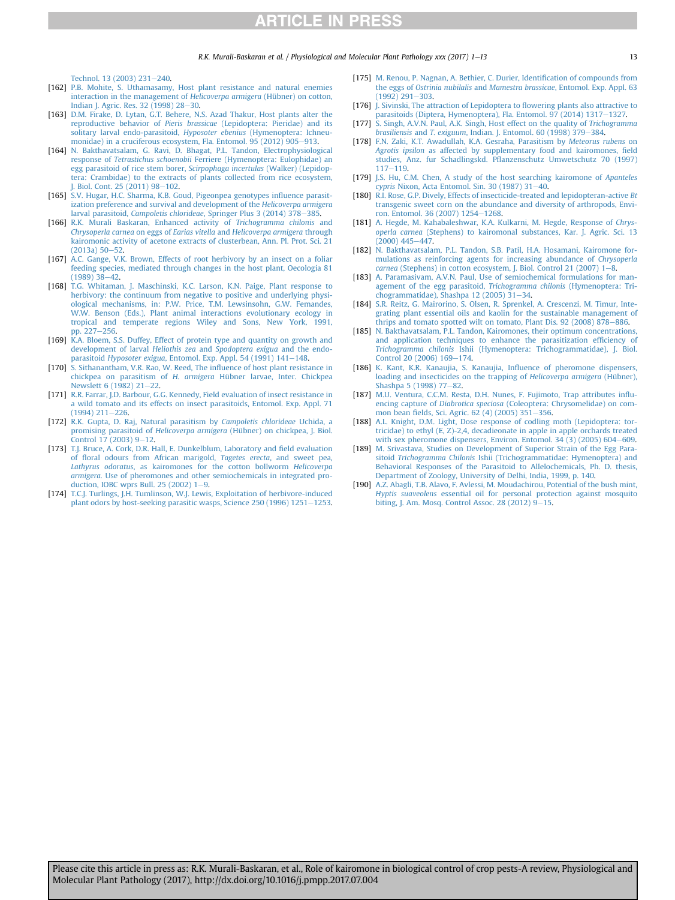Technol. 13 (2003) 231–240.

[162] P.B. Mohite, S. Uthamasamy, Host plant resistance and natural enemies interaction in the management of *Helicoverpa armigera* (Hübner) on cotton, Indian J. Agric. Res. 32 (1998) 28–30.

[163] D.M. Firake, D. Lytan, G.T. Behere, N.S. Azad Thakur, Host plants alter the reproductive behavior of *Pieris brassicae* (Lepidoptera: Pieridae) and its solitary larval endo-parasitoid, *Hyposoter ebenius* (Hymenoptera: Ichneumonidae) in a cruciferous ecosystem, Fla. Entomol. 95 (2012) 905–913.

[164] N. Bakthavatsalam, G. Ravi, D. Bhagat, P.L. Tandon, Electrophysiological response of *Tetrastichus schoenobii* Ferriere (Hymenoptera: Eulophidae) an egg parasitoid of rice stem borer, *Scirpophaga incertulas* (Walker) (Lepidoptera: Crambidae) to the extracts of plants collected from rice ecosystem, J. Biol. Cont. 25 (2011) 98–102.

[165] S.V. Hugar, H.C. Sharma, K.B. Goud, Pigeonpea genotypes influence parasitization preference and survival and development of the *Helicoverpa armigera* larval parasitoid, *Campoletis chlorideae*, Springer Plus 3 (2014) 378–385.

[166] R.K. Murali Baskaran, Enhanced activity of *Trichogramma chilonis* and *Chrysoperla carnea* on eggs of *Earias vitella* and *Helicoverpa armigera* through kairomonic activity of acetone extracts of clusterbean, Ann. Pl. Prot. Sci. 21 (2013a) 50–52.

[167] A.C. Gange, V.K. Brown, Effects of root herbivory by an insect on a foliar feeding species, mediated through changes in the host plant, Oecologia 81 (1989) 38–42.

[168] T.G. Whitaman, J. Maschinski, K.C. Larson, K.N. Paige, Plant response to herbivory: the continuum from negative to positive and underlying physiological mechanisms, in: P.W. Price, T.M. Lewsinsohn, G.W. Femandes, W.W. Benson (Eds.), Plant animal interactions evolutionary ecology in tropical and temperate regions Wiley and Sons, New York, 1991, pp. 227–256.

[169] K.A. Bloem, S.S. Duffey, Effect of protein type and quantity on growth and development of larval *Heliothis zea* and *Spodoptera exigua* and the endoparasitoid *Hyposoter exigua*, Entomol. Exp. Appl. 54 (1991) 141–148.

[170] S. Sithanantham, V.R. Rao, W. Reed, The influence of host plant resistance in chickpea on parasitism of *H. armigera* Hübner larvae, Inter. Chickpea Newslett 6 (1982) 21–22.

[171] R.R. Farrar, J.D. Barbour, G.G. Kennedy, Field evaluation of insect resistance in a wild tomato and its effects on insect parasitoids, Entomol. Exp. Appl. 71 (1994) 211–226.

[172] R.K. Gupta, D. Raj, Natural parasitism by *Campoletis chlorideae* Uchida, a promising parasitoid of *Helicoverpa armigera* (Hübner) on chickpea, J. Biol. Control 17 (2003) 9–12.

[173] T.J. Bruce, A. Cork, D.R. Hall, E. Dunkelblum, Laboratory and field evaluation of floral odours from African marigold, *Tagetes erecta*, and sweet pea, *Lathyrus odoratus*, as kairomones for the cotton bollworm *Helicoverpa armigera*. Use of pheromones and other semiochemicals in integrated production, IOBC wprs Bull. 25 (2002) 1–9.

[174] T.C.J. Turlings, J.H. Tumlinson, W.J. Lewis, Exploitation of herbivore-induced plant odors by host-seeking parasitic wasps, Science 250 (1996) 1251–1253.

[175] M. Renou, P. Nagnan, A. Bethier, C. Durier, Identification of compounds from the eggs of *Ostrinia nubilalis* and *Mamestra brassicae*, Entomol. Exp. Appl. 63 (1992) 291–303.

[176] J. Sivinski, The attraction of Lepidoptera to flowering plants also attractive to parasitoids (Diptera, Hymenoptera), Fla. Entomol. 97 (2014) 1317–1327.

[177] S. Singh, A.V.N. Paul, A.K. Singh, Host effect on the quality of *Trichogramma brasiliensis* and *T. exiguum*, Indian. J. Entomol. 60 (1998) 379–384.

[178] F.N. Zaki, K.T. Awadullah, K.A. Gesraha, Parasitism by *Meteorus rubens* on *Agrotis ipsilon* as affected by supplementary food and kairomones, field studies, Anz. fur Schadlingskd. Pflanzenschutz Umwetschutz 70 (1997) 117–119.

[179] J.S. Hu, C.M. Chen, A study of the host searching kairomone of *Apanteles cypris* Nixon, Acta Entomol. Sin. 30 (1987) 31–40.

[180] R.I. Rose, G.P. Dively, Effects of insecticide-treated and lepidopteran-active *Bt* transgenic sweet corn on the abundance and diversity of arthropods, Environ. Entomol. 36 (2007) 1254–1268.

[181] A. Hegde, M. Kahabaleshwar, K.A. Kulkarni, M. Hegde, Response of *Chrysoperla carnea* (Stephens) to kairomonal substances, Kar. J. Agric. Sci. 13 (2000) 445–447.

[182] N. Bakthavatsalam, P.L. Tandon, S.B. Patil, H.A. Hosamani, Kairomone formulations as reinforcing agents for increasing abundance of *Chrysoperla carnea* (Stephens) in cotton ecosystem, J. Biol. Control 21 (2007) 1–8.

[183] A. Paramasivam, A.V.N. Paul, Use of semiochemical formulations for management of the egg parasitoid, *Trichogramma chilonis* (Hymenoptera: Trichogrammatidae), Shashpa 12 (2005) 31–34.

[184] S.R. Reitz, G. Mairorino, S. Olsen, R. Sprenkel, A. Crescenzi, M. Timur, Integrating plant essential oils and kaolin for the sustainable management of thrips and tomato spotted wilt on tomato, Plant Dis. 92 (2008) 878–886.

[185] N. Bakthavatsalam, P.L. Tandon, Kairomones, their optimum concentrations, and application techniques to enhance the parasitization efficiency of *Trichogramma chilonis* Ishii (Hymenoptera: Trichogrammatidae), J. Biol. Control 20 (2006) 169–174.

[186] K. Kant, K.R. Kanaujia, S. Kanaujia, Influence of pheromone dispensers, loading and insecticides on the trapping of *Helicoverpa armigera* (Hübner), Shashpa 5 (1998) 77–82.

[187] M.U. Ventura, C.C.M. Resta, D.H. Nunes, F. Fujimoto, Trap attributes influencing capture of *Diabrotica speciosa* (Coleoptera: Chrysomelidae) on common bean fields, Sci. Agric. 62 (4) (2005) 351–356.

[188] A.L. Knight, D.M. Light, Dose response of codling moth (Lepidoptera: tortricidae) to ethyl (E, Z)-2,4, decadieonate in apple in apple orchards treated with sex pheromone dispensers, Environ. Entomol. 34 (3) (2005) 604–609.

[189] M. Srivastava, Studies on Development of Superior Strain of the Egg Parasitoid *Trichogramma Chilonis* Ishii (Trichogrammatidae: Hymenoptera) and Behavioral Responses of the Parasitoid to Allelochemicals, Ph. D. thesis, Department of Zoology, University of Delhi, India, 1999, p. 140.

[190] A.Z. Abagli, T.B. Alavo, F. Avlessi, M. Moudachirou, Potential of the bush mint, *Hyptis suaveolens* essential oil for personal protection against mosquito biting, J. Am. Mosq. Control Assoc. 28 (2012) 9–15.

Please cite this article in press as: R.K. Murali-Baskaran, et al., Role of kairomone in biological control of crop pests-A review, Physiological and Molecular Plant Pathology (2017), http://dx.doi.org/10.1016/j.pmpp.2017.07.004